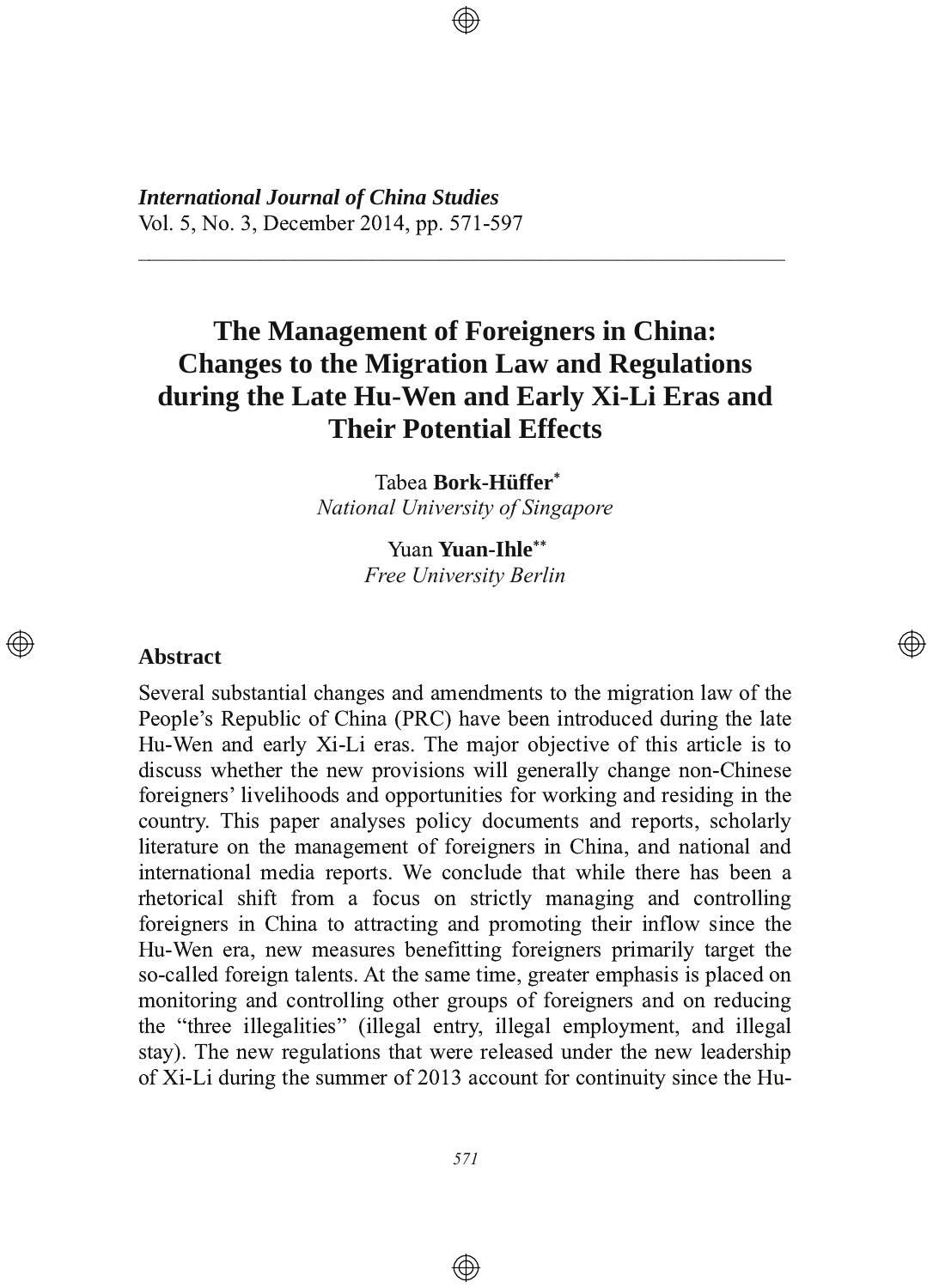*International Journal of China Studies*
Vol. 5, No. 3, December 2014, pp. 571-597

# The Management of Foreigners in China: Changes to the Migration Law and Regulations during the Late Hu-Wen and Early Xi-Li Eras and Their Potential Effects

Tabea **Bork-Hüffer**[*]
*National University of Singapore*

Yuan **Yuan-Ihle**[**]
*Free University Berlin*

## Abstract

Several substantial changes and amendments to the migration law of the People's Republic of China (PRC) have been introduced during the late Hu-Wen and early Xi-Li eras. The major objective of this article is to discuss whether the new provisions will generally change non-Chinese foreigners' livelihoods and opportunities for working and residing in the country. This paper analyses policy documents and reports, scholarly literature on the management of foreigners in China, and national and international media reports. We conclude that while there has been a rhetorical shift from a focus on strictly managing and controlling foreigners in China to attracting and promoting their inflow since the Hu-Wen era, new measures benefitting foreigners primarily target the so-called foreign talents. At the same time, greater emphasis is placed on monitoring and controlling other groups of foreigners and on reducing the "three illegalities" (illegal entry, illegal employment, and illegal stay). The new regulations that were released under the new leadership of Xi-Li during the summer of 2013 account for continuity since the Hu-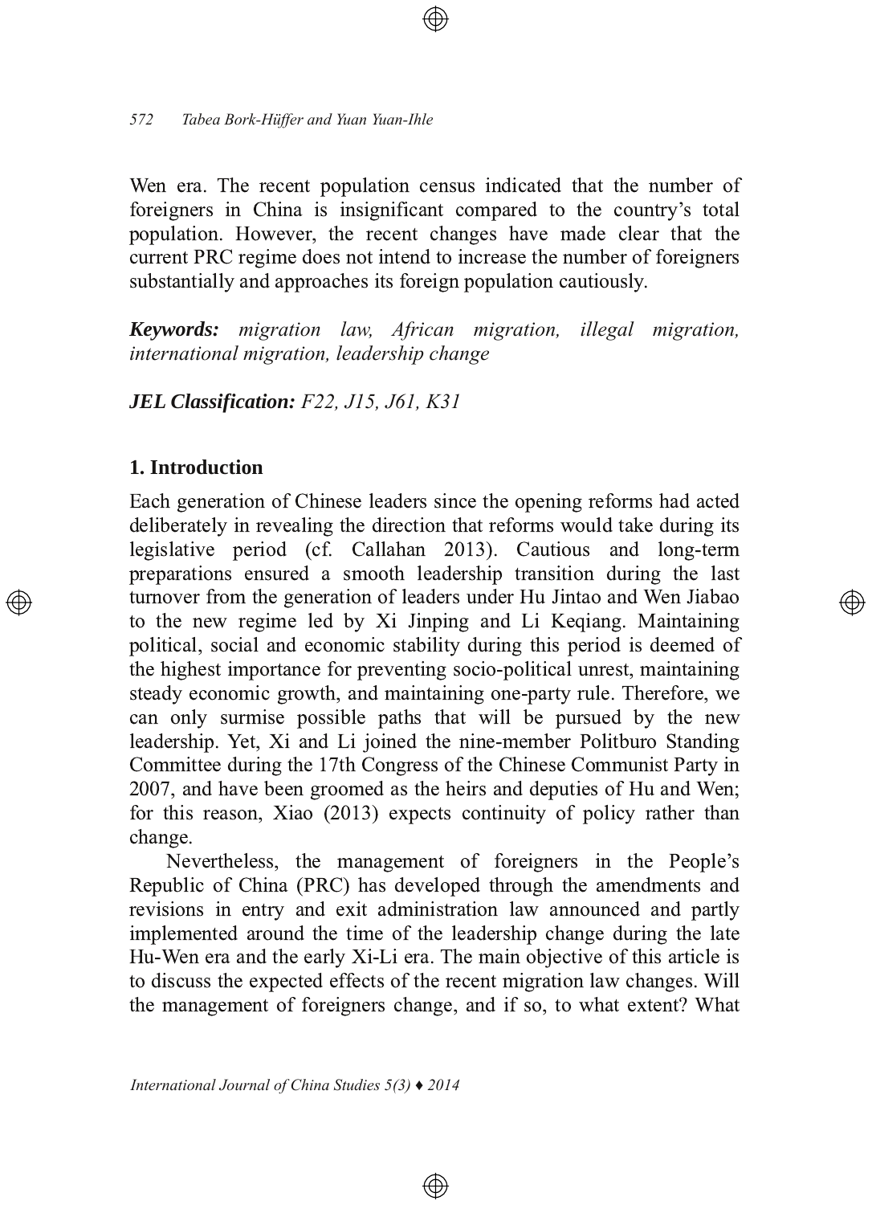Wen era. The recent population census indicated that the number of foreigners in China is insignificant compared to the country's total population. However, the recent changes have made clear that the current PRC regime does not intend to increase the number of foreigners substantially and approaches its foreign population cautiously.

***Keywords:*** *migration law, African migration, illegal migration, international migration, leadership change*

***JEL Classification:*** *F22, J15, J61, K31*

## 1. Introduction

Each generation of Chinese leaders since the opening reforms had acted deliberately in revealing the direction that reforms would take during its legislative period (cf. Callahan 2013). Cautious and long-term preparations ensured a smooth leadership transition during the last turnover from the generation of leaders under Hu Jintao and Wen Jiabao to the new regime led by Xi Jinping and Li Keqiang. Maintaining political, social and economic stability during this period is deemed of the highest importance for preventing socio-political unrest, maintaining steady economic growth, and maintaining one-party rule. Therefore, we can only surmise possible paths that will be pursued by the new leadership. Yet, Xi and Li joined the nine-member Politburo Standing Committee during the 17th Congress of the Chinese Communist Party in 2007, and have been groomed as the heirs and deputies of Hu and Wen; for this reason, Xiao (2013) expects continuity of policy rather than change.

Nevertheless, the management of foreigners in the People's Republic of China (PRC) has developed through the amendments and revisions in entry and exit administration law announced and partly implemented around the time of the leadership change during the late Hu-Wen era and the early Xi-Li era. The main objective of this article is to discuss the expected effects of the recent migration law changes. Will the management of foreigners change, and if so, to what extent? What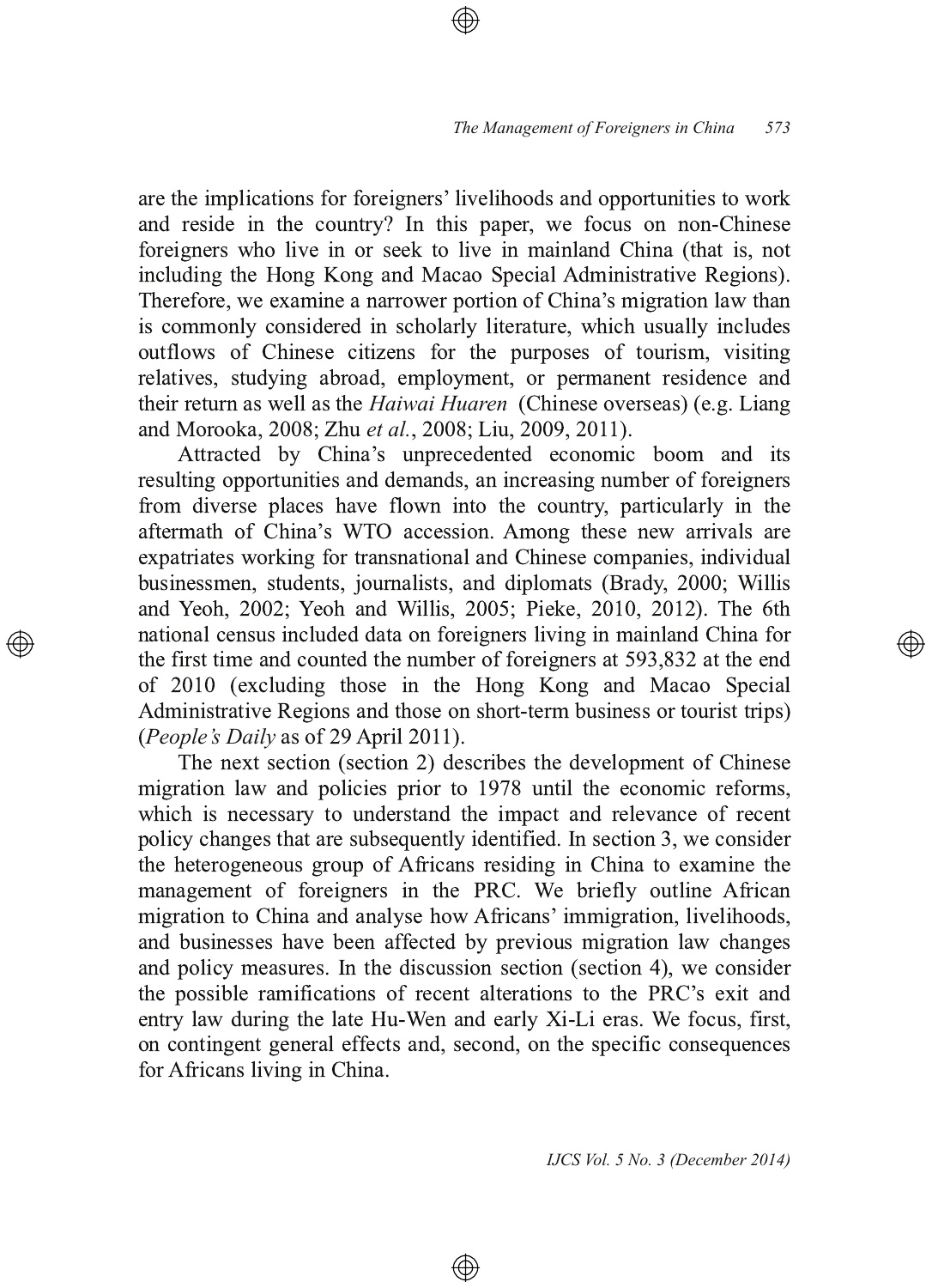are the implications for foreigners' livelihoods and opportunities to work and reside in the country? In this paper, we focus on non-Chinese foreigners who live in or seek to live in mainland China (that is, not including the Hong Kong and Macao Special Administrative Regions). Therefore, we examine a narrower portion of China's migration law than is commonly considered in scholarly literature, which usually includes outflows of Chinese citizens for the purposes of tourism, visiting relatives, studying abroad, employment, or permanent residence and their return as well as the *Haiwai Huaren* (Chinese overseas) (e.g. Liang and Morooka, 2008; Zhu *et al.*, 2008; Liu, 2009, 2011).

Attracted by China's unprecedented economic boom and its resulting opportunities and demands, an increasing number of foreigners from diverse places have flown into the country, particularly in the aftermath of China's WTO accession. Among these new arrivals are expatriates working for transnational and Chinese companies, individual businessmen, students, journalists, and diplomats (Brady, 2000; Willis and Yeoh, 2002; Yeoh and Willis, 2005; Pieke, 2010, 2012). The 6th national census included data on foreigners living in mainland China for the first time and counted the number of foreigners at 593,832 at the end of 2010 (excluding those in the Hong Kong and Macao Special Administrative Regions and those on short-term business or tourist trips) (*People's Daily* as of 29 April 2011).

The next section (section 2) describes the development of Chinese migration law and policies prior to 1978 until the economic reforms, which is necessary to understand the impact and relevance of recent policy changes that are subsequently identified. In section 3, we consider the heterogeneous group of Africans residing in China to examine the management of foreigners in the PRC. We briefly outline African migration to China and analyse how Africans' immigration, livelihoods, and businesses have been affected by previous migration law changes and policy measures. In the discussion section (section 4), we consider the possible ramifications of recent alterations to the PRC's exit and entry law during the late Hu-Wen and early Xi-Li eras. We focus, first, on contingent general effects and, second, on the specific consequences for Africans living in China.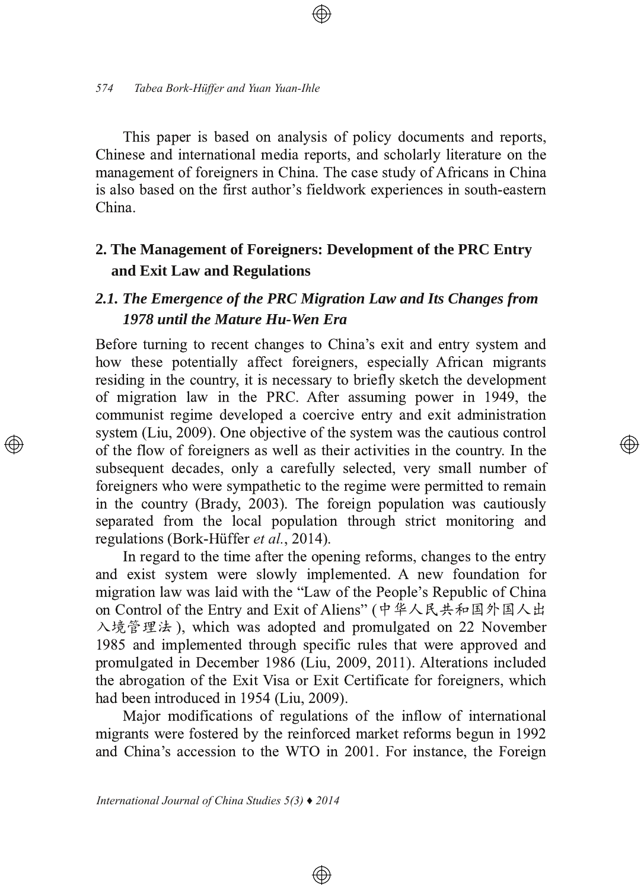This paper is based on analysis of policy documents and reports, Chinese and international media reports, and scholarly literature on the management of foreigners in China. The case study of Africans in China is also based on the first author's fieldwork experiences in south-eastern China.

## 2. The Management of Foreigners: Development of the PRC Entry and Exit Law and Regulations

### *2.1. The Emergence of the PRC Migration Law and Its Changes from 1978 until the Mature Hu-Wen Era*

Before turning to recent changes to China's exit and entry system and how these potentially affect foreigners, especially African migrants residing in the country, it is necessary to briefly sketch the development of migration law in the PRC. After assuming power in 1949, the communist regime developed a coercive entry and exit administration system (Liu, 2009). One objective of the system was the cautious control of the flow of foreigners as well as their activities in the country. In the subsequent decades, only a carefully selected, very small number of foreigners who were sympathetic to the regime were permitted to remain in the country (Brady, 2003). The foreign population was cautiously separated from the local population through strict monitoring and regulations (Bork-Hüffer *et al.*, 2014).

In regard to the time after the opening reforms, changes to the entry and exist system were slowly implemented. A new foundation for migration law was laid with the "Law of the People's Republic of China on Control of the Entry and Exit of Aliens" (中华人民共和国外国人出入境管理法), which was adopted and promulgated on 22 November 1985 and implemented through specific rules that were approved and promulgated in December 1986 (Liu, 2009, 2011). Alterations included the abrogation of the Exit Visa or Exit Certificate for foreigners, which had been introduced in 1954 (Liu, 2009).

Major modifications of regulations of the inflow of international migrants were fostered by the reinforced market reforms begun in 1992 and China's accession to the WTO in 2001. For instance, the Foreign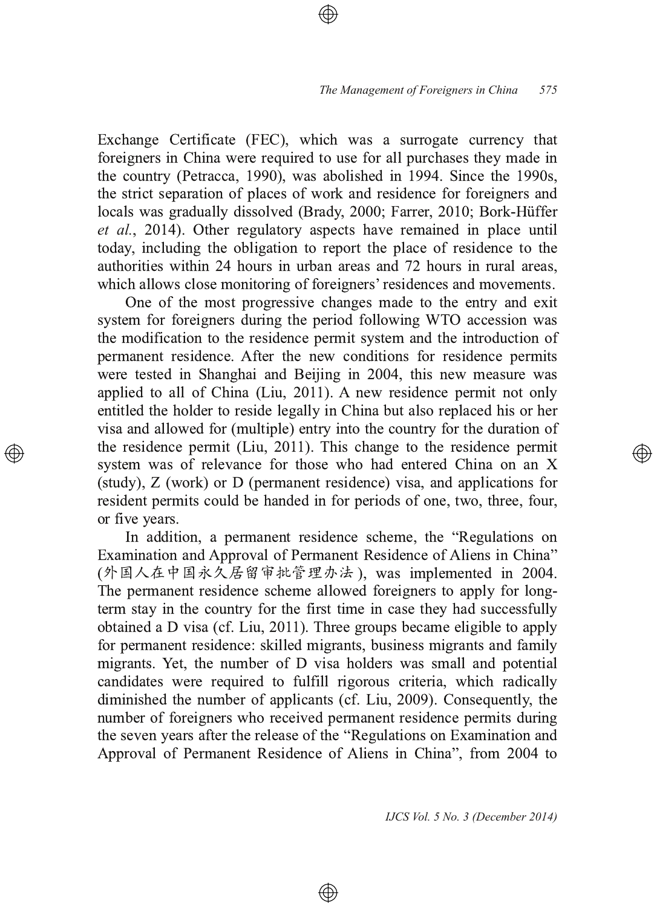Exchange Certificate (FEC), which was a surrogate currency that foreigners in China were required to use for all purchases they made in the country (Petracca, 1990), was abolished in 1994. Since the 1990s, the strict separation of places of work and residence for foreigners and locals was gradually dissolved (Brady, 2000; Farrer, 2010; Bork-Hüffer *et al.*, 2014). Other regulatory aspects have remained in place until today, including the obligation to report the place of residence to the authorities within 24 hours in urban areas and 72 hours in rural areas, which allows close monitoring of foreigners' residences and movements.

One of the most progressive changes made to the entry and exit system for foreigners during the period following WTO accession was the modification to the residence permit system and the introduction of permanent residence. After the new conditions for residence permits were tested in Shanghai and Beijing in 2004, this new measure was applied to all of China (Liu, 2011). A new residence permit not only entitled the holder to reside legally in China but also replaced his or her visa and allowed for (multiple) entry into the country for the duration of the residence permit (Liu, 2011). This change to the residence permit system was of relevance for those who had entered China on an X (study), Z (work) or D (permanent residence) visa, and applications for resident permits could be handed in for periods of one, two, three, four, or five years.

In addition, a permanent residence scheme, the "Regulations on Examination and Approval of Permanent Residence of Aliens in China" (外国人在中国永久居留审批管理办法), was implemented in 2004. The permanent residence scheme allowed foreigners to apply for long-term stay in the country for the first time in case they had successfully obtained a D visa (cf. Liu, 2011). Three groups became eligible to apply for permanent residence: skilled migrants, business migrants and family migrants. Yet, the number of D visa holders was small and potential candidates were required to fulfill rigorous criteria, which radically diminished the number of applicants (cf. Liu, 2009). Consequently, the number of foreigners who received permanent residence permits during the seven years after the release of the "Regulations on Examination and Approval of Permanent Residence of Aliens in China", from 2004 to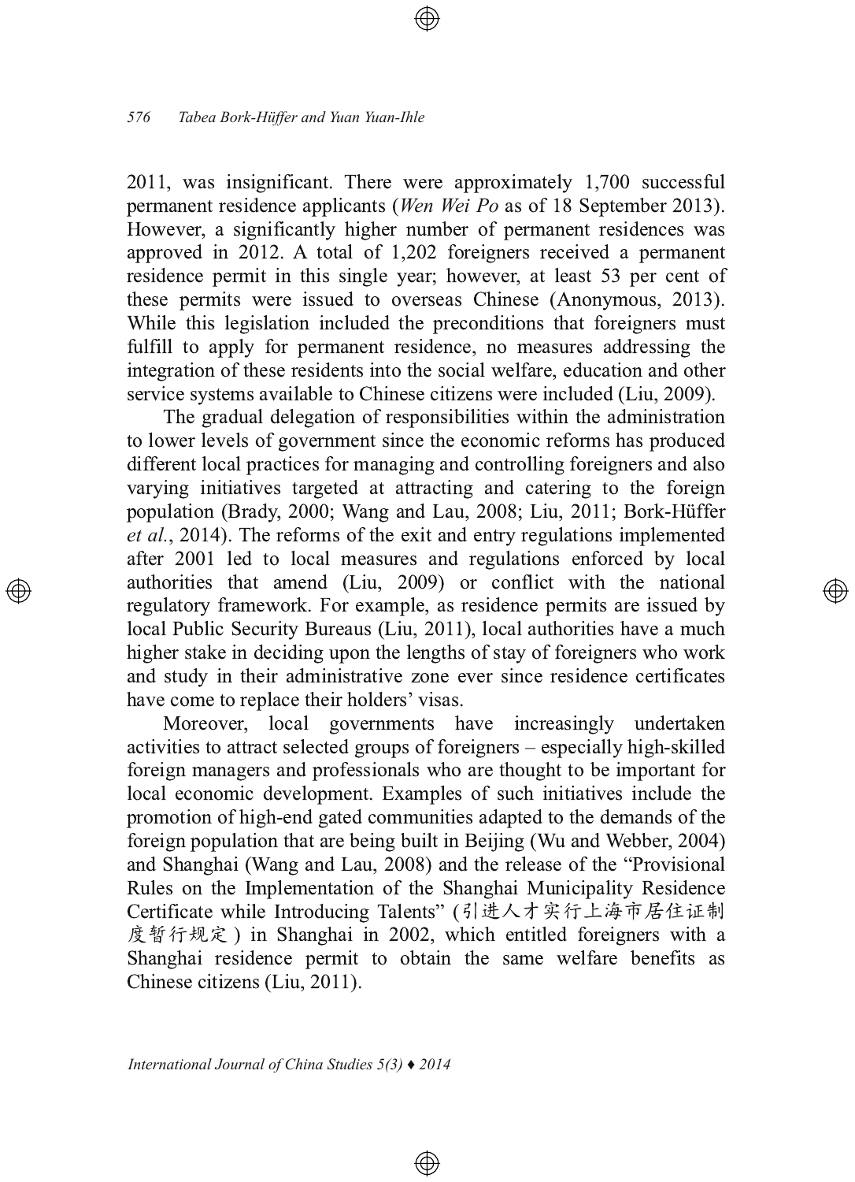2011, was insignificant. There were approximately 1,700 successful permanent residence applicants (*Wen Wei Po* as of 18 September 2013). However, a significantly higher number of permanent residences was approved in 2012. A total of 1,202 foreigners received a permanent residence permit in this single year; however, at least 53 per cent of these permits were issued to overseas Chinese (Anonymous, 2013). While this legislation included the preconditions that foreigners must fulfill to apply for permanent residence, no measures addressing the integration of these residents into the social welfare, education and other service systems available to Chinese citizens were included (Liu, 2009).

The gradual delegation of responsibilities within the administration to lower levels of government since the economic reforms has produced different local practices for managing and controlling foreigners and also varying initiatives targeted at attracting and catering to the foreign population (Brady, 2000; Wang and Lau, 2008; Liu, 2011; Bork-Hüffer *et al.*, 2014). The reforms of the exit and entry regulations implemented after 2001 led to local measures and regulations enforced by local authorities that amend (Liu, 2009) or conflict with the national regulatory framework. For example, as residence permits are issued by local Public Security Bureaus (Liu, 2011), local authorities have a much higher stake in deciding upon the lengths of stay of foreigners who work and study in their administrative zone ever since residence certificates have come to replace their holders' visas.

Moreover, local governments have increasingly undertaken activities to attract selected groups of foreigners – especially high-skilled foreign managers and professionals who are thought to be important for local economic development. Examples of such initiatives include the promotion of high-end gated communities adapted to the demands of the foreign population that are being built in Beijing (Wu and Webber, 2004) and Shanghai (Wang and Lau, 2008) and the release of the "Provisional Rules on the Implementation of the Shanghai Municipality Residence Certificate while Introducing Talents" (引进人才实行上海市居住证制度暂行规定) in Shanghai in 2002, which entitled foreigners with a Shanghai residence permit to obtain the same welfare benefits as Chinese citizens (Liu, 2011).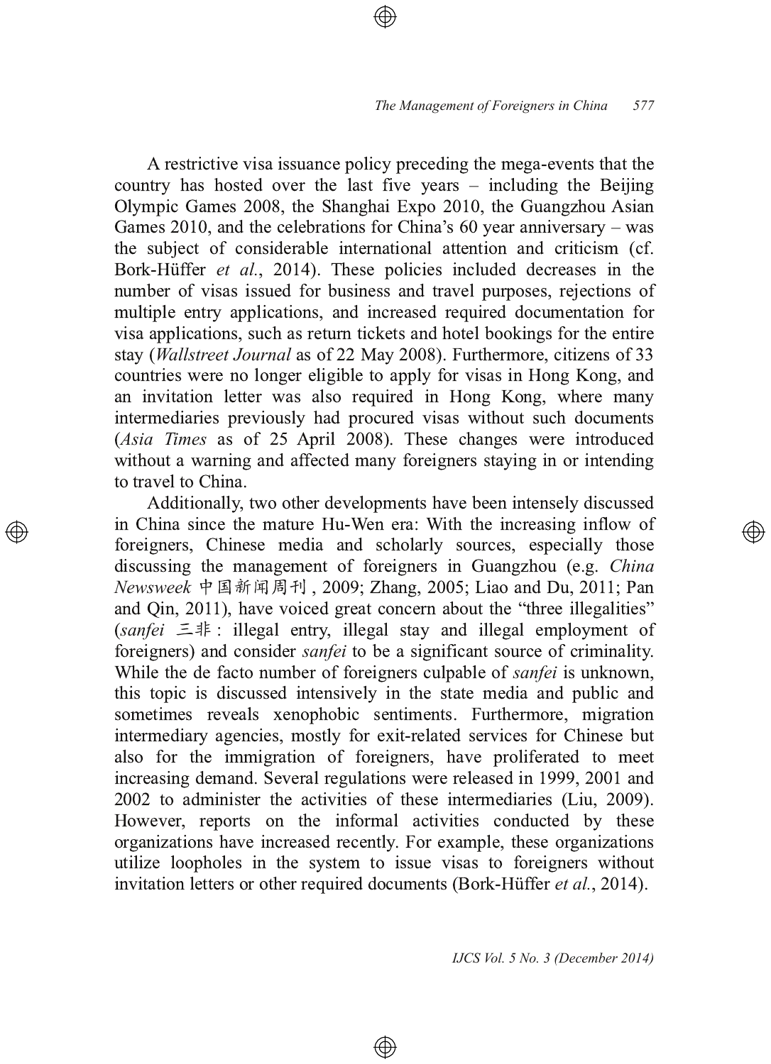A restrictive visa issuance policy preceding the mega-events that the country has hosted over the last five years – including the Beijing Olympic Games 2008, the Shanghai Expo 2010, the Guangzhou Asian Games 2010, and the celebrations for China's 60 year anniversary – was the subject of considerable international attention and criticism (cf. Bork-Hüffer *et al.*, 2014). These policies included decreases in the number of visas issued for business and travel purposes, rejections of multiple entry applications, and increased required documentation for visa applications, such as return tickets and hotel bookings for the entire stay (*Wallstreet Journal* as of 22 May 2008). Furthermore, citizens of 33 countries were no longer eligible to apply for visas in Hong Kong, and an invitation letter was also required in Hong Kong, where many intermediaries previously had procured visas without such documents (*Asia Times* as of 25 April 2008). These changes were introduced without a warning and affected many foreigners staying in or intending to travel to China.

Additionally, two other developments have been intensely discussed in China since the mature Hu-Wen era: With the increasing inflow of foreigners, Chinese media and scholarly sources, especially those discussing the management of foreigners in Guangzhou (e.g. *China Newsweek* 中国新闻周刊, 2009; Zhang, 2005; Liao and Du, 2011; Pan and Qin, 2011), have voiced great concern about the "three illegalities" (*sanfei* 三非: illegal entry, illegal stay and illegal employment of foreigners) and consider *sanfei* to be a significant source of criminality. While the de facto number of foreigners culpable of *sanfei* is unknown, this topic is discussed intensively in the state media and public and sometimes reveals xenophobic sentiments. Furthermore, migration intermediary agencies, mostly for exit-related services for Chinese but also for the immigration of foreigners, have proliferated to meet increasing demand. Several regulations were released in 1999, 2001 and 2002 to administer the activities of these intermediaries (Liu, 2009). However, reports on the informal activities conducted by these organizations have increased recently. For example, these organizations utilize loopholes in the system to issue visas to foreigners without invitation letters or other required documents (Bork-Hüffer *et al.*, 2014).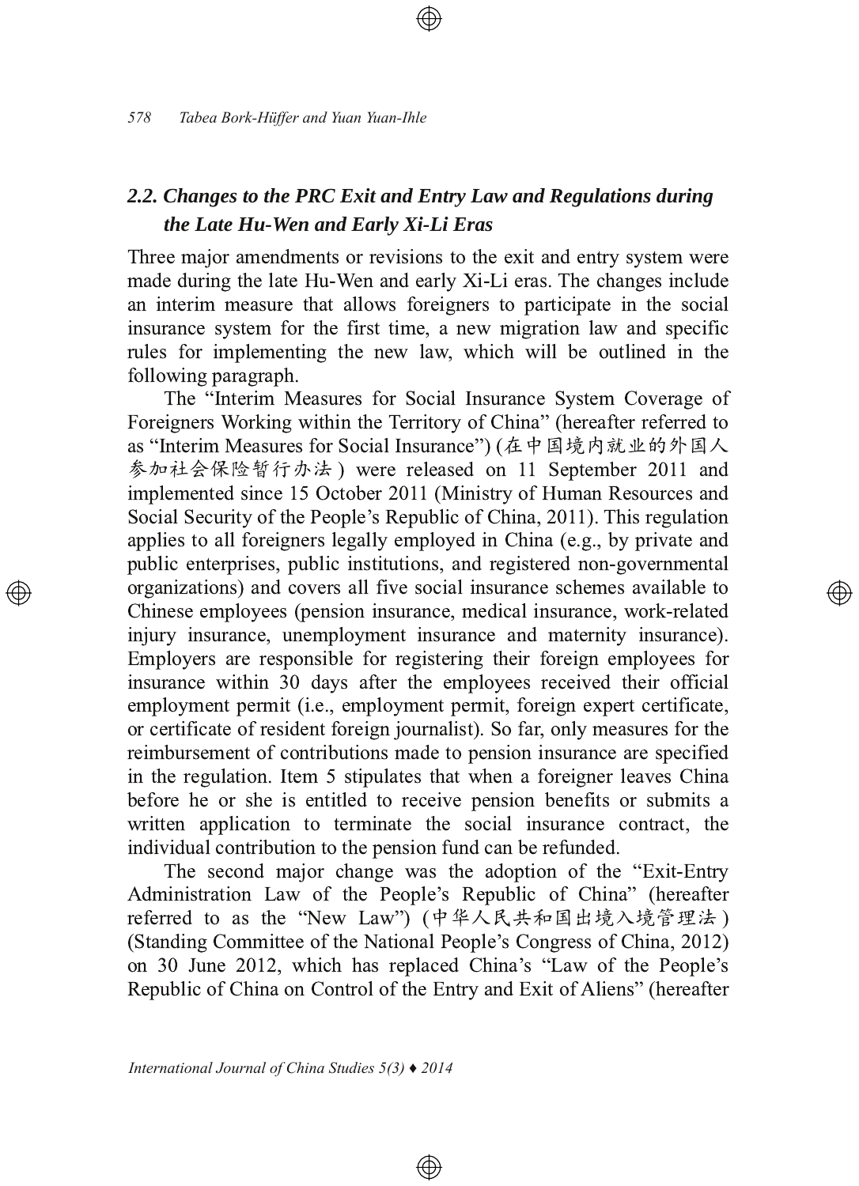## 2.2. Changes to the PRC Exit and Entry Law and Regulations during the Late Hu-Wen and Early Xi-Li Eras

Three major amendments or revisions to the exit and entry system were made during the late Hu-Wen and early Xi-Li eras. The changes include an interim measure that allows foreigners to participate in the social insurance system for the first time, a new migration law and specific rules for implementing the new law, which will be outlined in the following paragraph.

The "Interim Measures for Social Insurance System Coverage of Foreigners Working within the Territory of China" (hereafter referred to as "Interim Measures for Social Insurance") (在中国境内就业的外国人参加社会保险暂行办法) were released on 11 September 2011 and implemented since 15 October 2011 (Ministry of Human Resources and Social Security of the People's Republic of China, 2011). This regulation applies to all foreigners legally employed in China (e.g., by private and public enterprises, public institutions, and registered non-governmental organizations) and covers all five social insurance schemes available to Chinese employees (pension insurance, medical insurance, work-related injury insurance, unemployment insurance and maternity insurance). Employers are responsible for registering their foreign employees for insurance within 30 days after the employees received their official employment permit (i.e., employment permit, foreign expert certificate, or certificate of resident foreign journalist). So far, only measures for the reimbursement of contributions made to pension insurance are specified in the regulation. Item 5 stipulates that when a foreigner leaves China before he or she is entitled to receive pension benefits or submits a written application to terminate the social insurance contract, the individual contribution to the pension fund can be refunded.

The second major change was the adoption of the "Exit-Entry Administration Law of the People's Republic of China" (hereafter referred to as the "New Law") (中华人民共和国出境入境管理法) (Standing Committee of the National People's Congress of China, 2012) on 30 June 2012, which has replaced China's "Law of the People's Republic of China on Control of the Entry and Exit of Aliens" (hereafter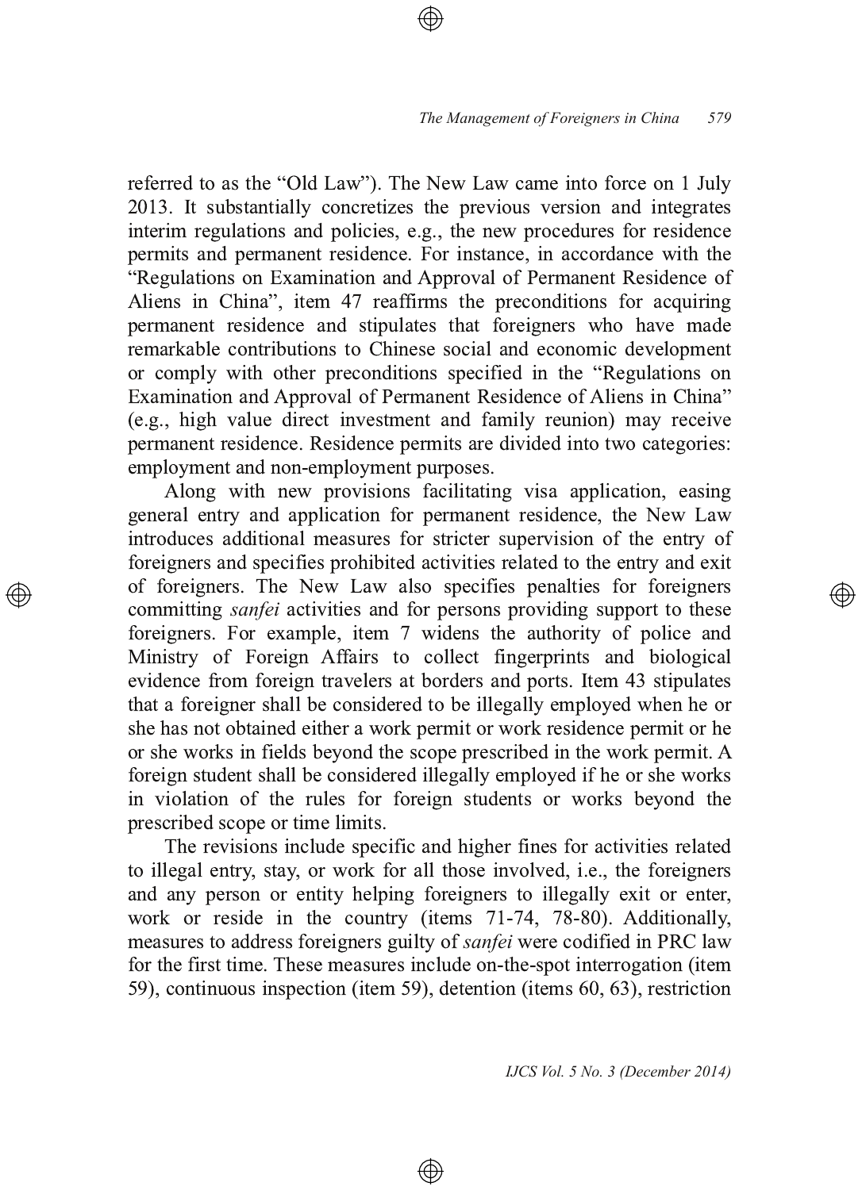referred to as the "Old Law"). The New Law came into force on 1 July 2013. It substantially concretizes the previous version and integrates interim regulations and policies, e.g., the new procedures for residence permits and permanent residence. For instance, in accordance with the "Regulations on Examination and Approval of Permanent Residence of Aliens in China", item 47 reaffirms the preconditions for acquiring permanent residence and stipulates that foreigners who have made remarkable contributions to Chinese social and economic development or comply with other preconditions specified in the "Regulations on Examination and Approval of Permanent Residence of Aliens in China" (e.g., high value direct investment and family reunion) may receive permanent residence. Residence permits are divided into two categories: employment and non-employment purposes.

Along with new provisions facilitating visa application, easing general entry and application for permanent residence, the New Law introduces additional measures for stricter supervision of the entry of foreigners and specifies prohibited activities related to the entry and exit of foreigners. The New Law also specifies penalties for foreigners committing *sanfei* activities and for persons providing support to these foreigners. For example, item 7 widens the authority of police and Ministry of Foreign Affairs to collect fingerprints and biological evidence from foreign travelers at borders and ports. Item 43 stipulates that a foreigner shall be considered to be illegally employed when he or she has not obtained either a work permit or work residence permit or he or she works in fields beyond the scope prescribed in the work permit. A foreign student shall be considered illegally employed if he or she works in violation of the rules for foreign students or works beyond the prescribed scope or time limits.

The revisions include specific and higher fines for activities related to illegal entry, stay, or work for all those involved, i.e., the foreigners and any person or entity helping foreigners to illegally exit or enter, work or reside in the country (items 71-74, 78-80). Additionally, measures to address foreigners guilty of *sanfei* were codified in PRC law for the first time. These measures include on-the-spot interrogation (item 59), continuous inspection (item 59), detention (items 60, 63), restriction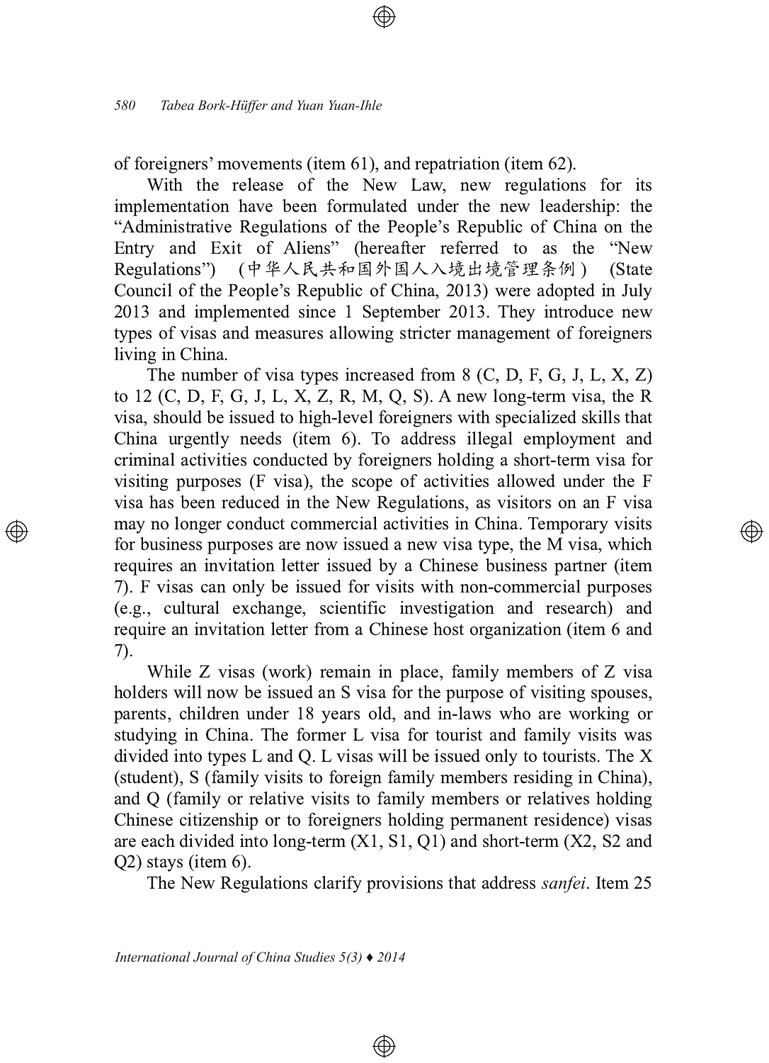of foreigners' movements (item 61), and repatriation (item 62).

With the release of the New Law, new regulations for its implementation have been formulated under the new leadership: the "Administrative Regulations of the People's Republic of China on the Entry and Exit of Aliens" (hereafter referred to as the "New Regulations") (中华人民共和国外国人入境出境管理条例) (State Council of the People's Republic of China, 2013) were adopted in July 2013 and implemented since 1 September 2013. They introduce new types of visas and measures allowing stricter management of foreigners living in China.

The number of visa types increased from 8 (C, D, F, G, J, L, X, Z) to 12 (C, D, F, G, J, L, X, Z, R, M, Q, S). A new long-term visa, the R visa, should be issued to high-level foreigners with specialized skills that China urgently needs (item 6). To address illegal employment and criminal activities conducted by foreigners holding a short-term visa for visiting purposes (F visa), the scope of activities allowed under the F visa has been reduced in the New Regulations, as visitors on an F visa may no longer conduct commercial activities in China. Temporary visits for business purposes are now issued a new visa type, the M visa, which requires an invitation letter issued by a Chinese business partner (item 7). F visas can only be issued for visits with non-commercial purposes (e.g., cultural exchange, scientific investigation and research) and require an invitation letter from a Chinese host organization (item 6 and 7).

While Z visas (work) remain in place, family members of Z visa holders will now be issued an S visa for the purpose of visiting spouses, parents, children under 18 years old, and in-laws who are working or studying in China. The former L visa for tourist and family visits was divided into types L and Q. L visas will be issued only to tourists. The X (student), S (family visits to foreign family members residing in China), and Q (family or relative visits to family members or relatives holding Chinese citizenship or to foreigners holding permanent residence) visas are each divided into long-term (X1, S1, Q1) and short-term (X2, S2 and Q2) stays (item 6).

The New Regulations clarify provisions that address *sanfei*. Item 25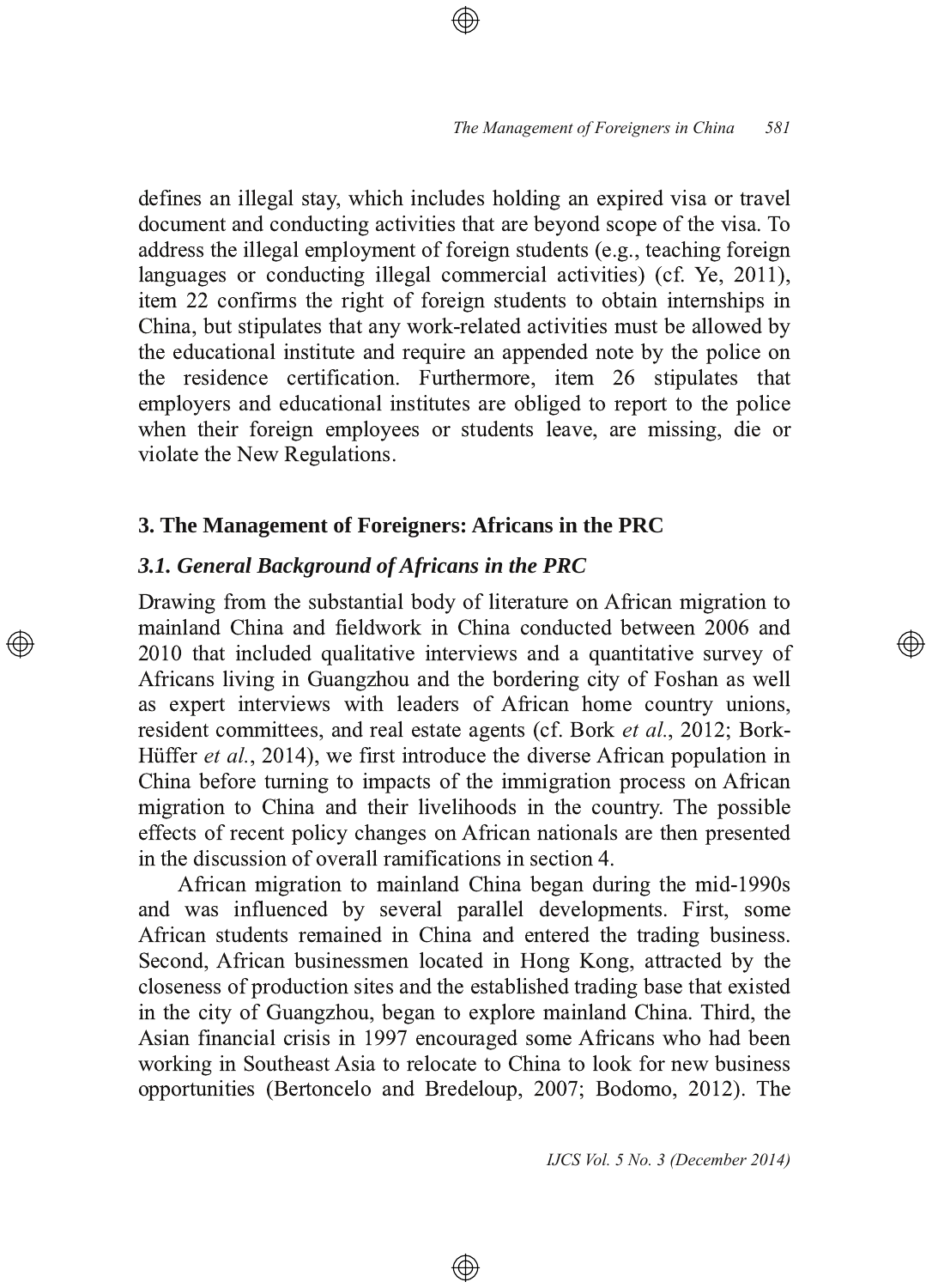defines an illegal stay, which includes holding an expired visa or travel document and conducting activities that are beyond scope of the visa. To address the illegal employment of foreign students (e.g., teaching foreign languages or conducting illegal commercial activities) (cf. Ye, 2011), item 22 confirms the right of foreign students to obtain internships in China, but stipulates that any work-related activities must be allowed by the educational institute and require an appended note by the police on the residence certification. Furthermore, item 26 stipulates that employers and educational institutes are obliged to report to the police when their foreign employees or students leave, are missing, die or violate the New Regulations.

## 3. The Management of Foreigners: Africans in the PRC

### *3.1. General Background of Africans in the PRC*

Drawing from the substantial body of literature on African migration to mainland China and fieldwork in China conducted between 2006 and 2010 that included qualitative interviews and a quantitative survey of Africans living in Guangzhou and the bordering city of Foshan as well as expert interviews with leaders of African home country unions, resident committees, and real estate agents (cf. Bork *et al.*, 2012; Bork-Hüffer *et al.*, 2014), we first introduce the diverse African population in China before turning to impacts of the immigration process on African migration to China and their livelihoods in the country. The possible effects of recent policy changes on African nationals are then presented in the discussion of overall ramifications in section 4.

African migration to mainland China began during the mid-1990s and was influenced by several parallel developments. First, some African students remained in China and entered the trading business. Second, African businessmen located in Hong Kong, attracted by the closeness of production sites and the established trading base that existed in the city of Guangzhou, began to explore mainland China. Third, the Asian financial crisis in 1997 encouraged some Africans who had been working in Southeast Asia to relocate to China to look for new business opportunities (Bertoncelo and Bredeloup, 2007; Bodomo, 2012). The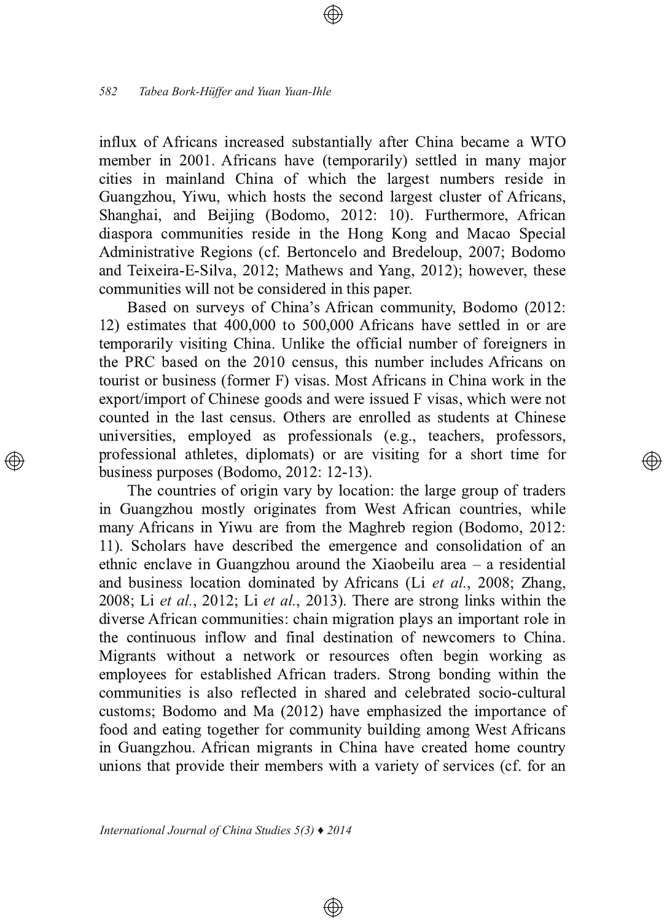influx of Africans increased substantially after China became a WTO member in 2001. Africans have (temporarily) settled in many major cities in mainland China of which the largest numbers reside in Guangzhou, Yiwu, which hosts the second largest cluster of Africans, Shanghai, and Beijing (Bodomo, 2012: 10). Furthermore, African diaspora communities reside in the Hong Kong and Macao Special Administrative Regions (cf. Bertoncelo and Bredeloup, 2007; Bodomo and Teixeira-E-Silva, 2012; Mathews and Yang, 2012); however, these communities will not be considered in this paper.

Based on surveys of China's African community, Bodomo (2012: 12) estimates that 400,000 to 500,000 Africans have settled in or are temporarily visiting China. Unlike the official number of foreigners in the PRC based on the 2010 census, this number includes Africans on tourist or business (former F) visas. Most Africans in China work in the export/import of Chinese goods and were issued F visas, which were not counted in the last census. Others are enrolled as students at Chinese universities, employed as professionals (e.g., teachers, professors, professional athletes, diplomats) or are visiting for a short time for business purposes (Bodomo, 2012: 12-13).

The countries of origin vary by location: the large group of traders in Guangzhou mostly originates from West African countries, while many Africans in Yiwu are from the Maghreb region (Bodomo, 2012: 11). Scholars have described the emergence and consolidation of an ethnic enclave in Guangzhou around the Xiaobeilu area – a residential and business location dominated by Africans (Li *et al.*, 2008; Zhang, 2008; Li *et al.*, 2012; Li *et al.*, 2013). There are strong links within the diverse African communities: chain migration plays an important role in the continuous inflow and final destination of newcomers to China. Migrants without a network or resources often begin working as employees for established African traders. Strong bonding within the communities is also reflected in shared and celebrated socio-cultural customs; Bodomo and Ma (2012) have emphasized the importance of food and eating together for community building among West Africans in Guangzhou. African migrants in China have created home country unions that provide their members with a variety of services (cf. for an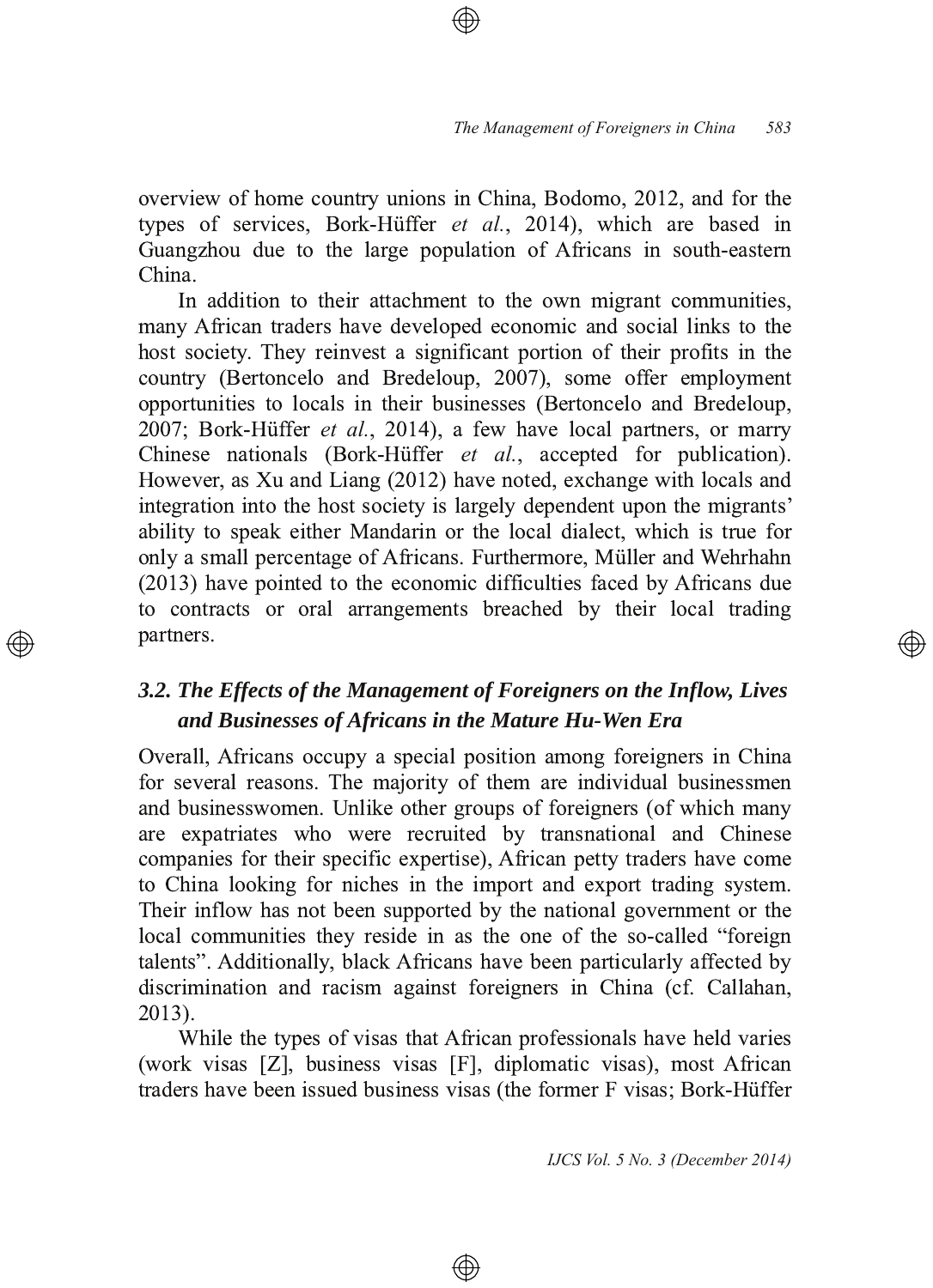overview of home country unions in China, Bodomo, 2012, and for the types of services, Bork-Hüffer *et al.*, 2014), which are based in Guangzhou due to the large population of Africans in south-eastern China.

In addition to their attachment to the own migrant communities, many African traders have developed economic and social links to the host society. They reinvest a significant portion of their profits in the country (Bertoncelo and Bredeloup, 2007), some offer employment opportunities to locals in their businesses (Bertoncelo and Bredeloup, 2007; Bork-Hüffer *et al.*, 2014), a few have local partners, or marry Chinese nationals (Bork-Hüffer *et al.*, accepted for publication). However, as Xu and Liang (2012) have noted, exchange with locals and integration into the host society is largely dependent upon the migrants' ability to speak either Mandarin or the local dialect, which is true for only a small percentage of Africans. Furthermore, Müller and Wehrhahn (2013) have pointed to the economic difficulties faced by Africans due to contracts or oral arrangements breached by their local trading partners.

### *3.2. The Effects of the Management of Foreigners on the Inflow, Lives and Businesses of Africans in the Mature Hu-Wen Era*

Overall, Africans occupy a special position among foreigners in China for several reasons. The majority of them are individual businessmen and businesswomen. Unlike other groups of foreigners (of which many are expatriates who were recruited by transnational and Chinese companies for their specific expertise), African petty traders have come to China looking for niches in the import and export trading system. Their inflow has not been supported by the national government or the local communities they reside in as the one of the so-called "foreign talents". Additionally, black Africans have been particularly affected by discrimination and racism against foreigners in China (cf. Callahan, 2013).

While the types of visas that African professionals have held varies (work visas [Z], business visas [F], diplomatic visas), most African traders have been issued business visas (the former F visas; Bork-Hüffer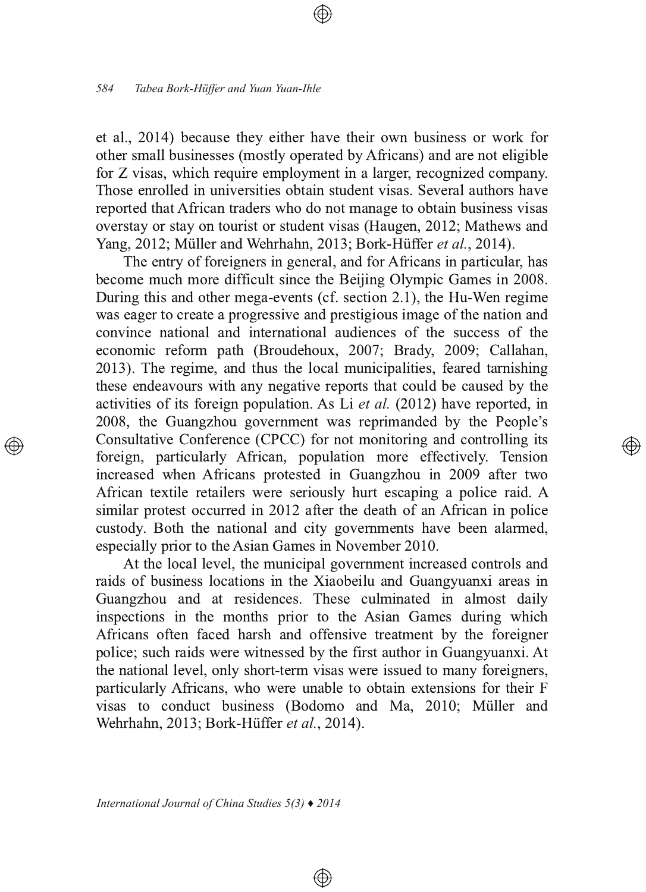et al., 2014) because they either have their own business or work for other small businesses (mostly operated by Africans) and are not eligible for Z visas, which require employment in a larger, recognized company. Those enrolled in universities obtain student visas. Several authors have reported that African traders who do not manage to obtain business visas overstay or stay on tourist or student visas (Haugen, 2012; Mathews and Yang, 2012; Müller and Wehrhahn, 2013; Bork-Hüffer *et al.*, 2014).

The entry of foreigners in general, and for Africans in particular, has become much more difficult since the Beijing Olympic Games in 2008. During this and other mega-events (cf. section 2.1), the Hu-Wen regime was eager to create a progressive and prestigious image of the nation and convince national and international audiences of the success of the economic reform path (Broudehoux, 2007; Brady, 2009; Callahan, 2013). The regime, and thus the local municipalities, feared tarnishing these endeavours with any negative reports that could be caused by the activities of its foreign population. As Li *et al.* (2012) have reported, in 2008, the Guangzhou government was reprimanded by the People's Consultative Conference (CPCC) for not monitoring and controlling its foreign, particularly African, population more effectively. Tension increased when Africans protested in Guangzhou in 2009 after two African textile retailers were seriously hurt escaping a police raid. A similar protest occurred in 2012 after the death of an African in police custody. Both the national and city governments have been alarmed, especially prior to the Asian Games in November 2010.

At the local level, the municipal government increased controls and raids of business locations in the Xiaobeilu and Guangyuanxi areas in Guangzhou and at residences. These culminated in almost daily inspections in the months prior to the Asian Games during which Africans often faced harsh and offensive treatment by the foreigner police; such raids were witnessed by the first author in Guangyuanxi. At the national level, only short-term visas were issued to many foreigners, particularly Africans, who were unable to obtain extensions for their F visas to conduct business (Bodomo and Ma, 2010; Müller and Wehrhahn, 2013; Bork-Hüffer *et al.*, 2014).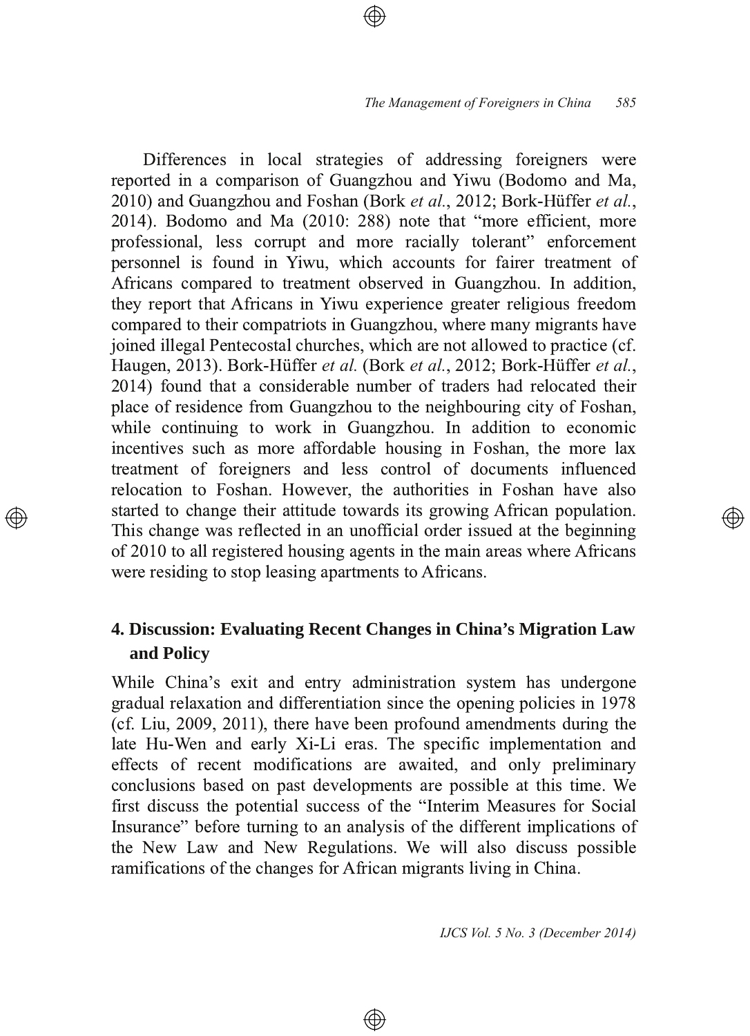Differences in local strategies of addressing foreigners were reported in a comparison of Guangzhou and Yiwu (Bodomo and Ma, 2010) and Guangzhou and Foshan (Bork *et al.*, 2012; Bork-Hüffer *et al.*, 2014). Bodomo and Ma (2010: 288) note that "more efficient, more professional, less corrupt and more racially tolerant" enforcement personnel is found in Yiwu, which accounts for fairer treatment of Africans compared to treatment observed in Guangzhou. In addition, they report that Africans in Yiwu experience greater religious freedom compared to their compatriots in Guangzhou, where many migrants have joined illegal Pentecostal churches, which are not allowed to practice (cf. Haugen, 2013). Bork-Hüffer *et al.* (Bork *et al.*, 2012; Bork-Hüffer *et al.*, 2014) found that a considerable number of traders had relocated their place of residence from Guangzhou to the neighbouring city of Foshan, while continuing to work in Guangzhou. In addition to economic incentives such as more affordable housing in Foshan, the more lax treatment of foreigners and less control of documents influenced relocation to Foshan. However, the authorities in Foshan have also started to change their attitude towards its growing African population. This change was reflected in an unofficial order issued at the beginning of 2010 to all registered housing agents in the main areas where Africans were residing to stop leasing apartments to Africans.

## 4. Discussion: Evaluating Recent Changes in China's Migration Law and Policy

While China's exit and entry administration system has undergone gradual relaxation and differentiation since the opening policies in 1978 (cf. Liu, 2009, 2011), there have been profound amendments during the late Hu-Wen and early Xi-Li eras. The specific implementation and effects of recent modifications are awaited, and only preliminary conclusions based on past developments are possible at this time. We first discuss the potential success of the "Interim Measures for Social Insurance" before turning to an analysis of the different implications of the New Law and New Regulations. We will also discuss possible ramifications of the changes for African migrants living in China.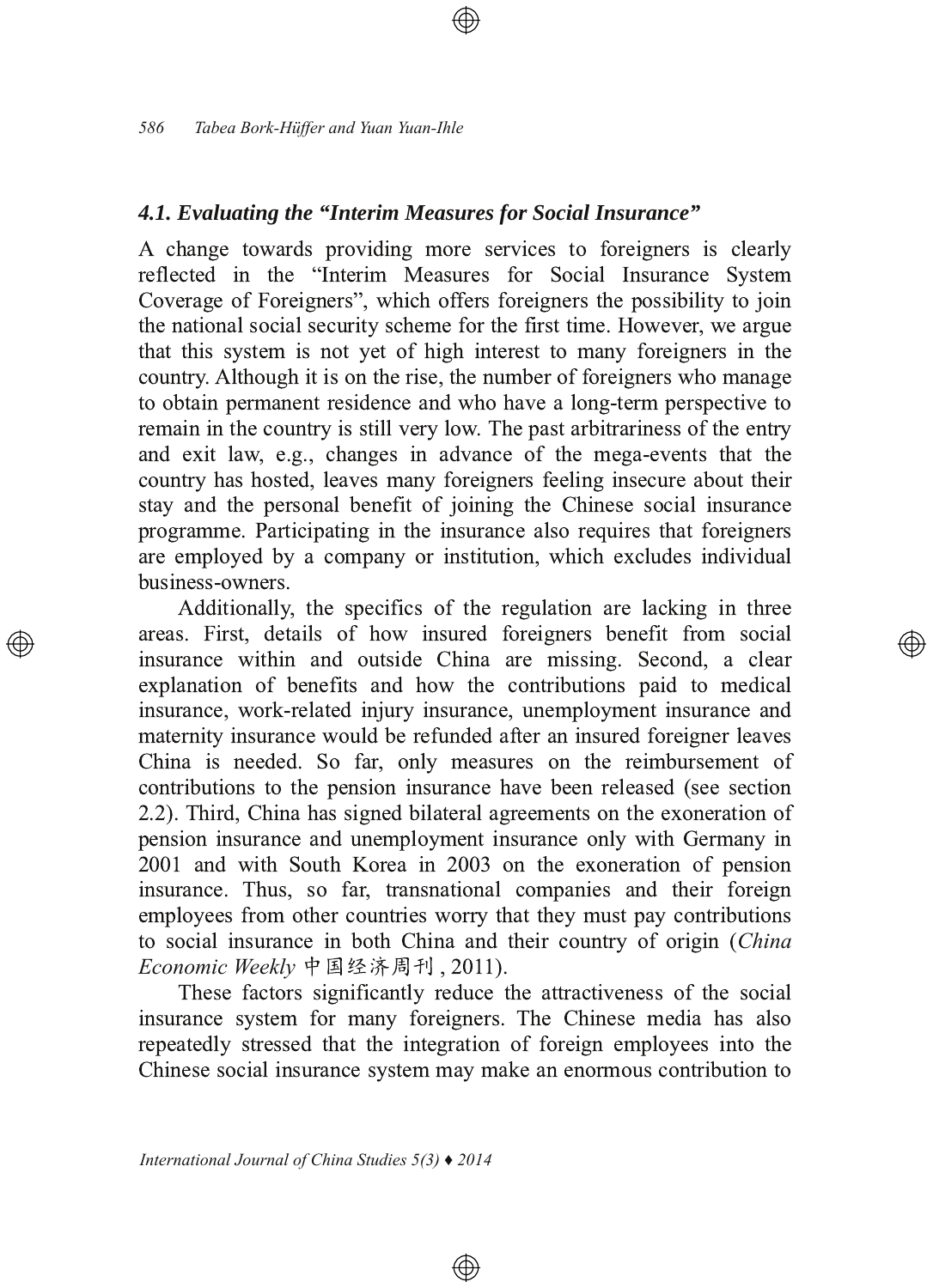### *4.1. Evaluating the "Interim Measures for Social Insurance"*

A change towards providing more services to foreigners is clearly reflected in the "Interim Measures for Social Insurance System Coverage of Foreigners", which offers foreigners the possibility to join the national social security scheme for the first time. However, we argue that this system is not yet of high interest to many foreigners in the country. Although it is on the rise, the number of foreigners who manage to obtain permanent residence and who have a long-term perspective to remain in the country is still very low. The past arbitrariness of the entry and exit law, e.g., changes in advance of the mega-events that the country has hosted, leaves many foreigners feeling insecure about their stay and the personal benefit of joining the Chinese social insurance programme. Participating in the insurance also requires that foreigners are employed by a company or institution, which excludes individual business-owners.

Additionally, the specifics of the regulation are lacking in three areas. First, details of how insured foreigners benefit from social insurance within and outside China are missing. Second, a clear explanation of benefits and how the contributions paid to medical insurance, work-related injury insurance, unemployment insurance and maternity insurance would be refunded after an insured foreigner leaves China is needed. So far, only measures on the reimbursement of contributions to the pension insurance have been released (see section 2.2). Third, China has signed bilateral agreements on the exoneration of pension insurance and unemployment insurance only with Germany in 2001 and with South Korea in 2003 on the exoneration of pension insurance. Thus, so far, transnational companies and their foreign employees from other countries worry that they must pay contributions to social insurance in both China and their country of origin (*China Economic Weekly* 中国经济周刊, 2011).

These factors significantly reduce the attractiveness of the social insurance system for many foreigners. The Chinese media has also repeatedly stressed that the integration of foreign employees into the Chinese social insurance system may make an enormous contribution to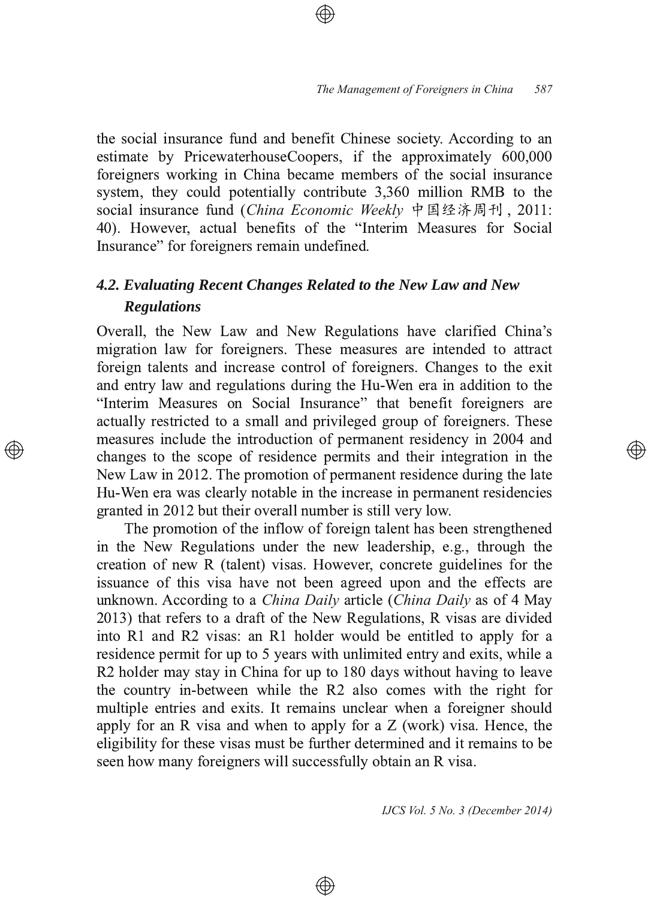the social insurance fund and benefit Chinese society. According to an estimate by PricewaterhouseCoopers, if the approximately 600,000 foreigners working in China became members of the social insurance system, they could potentially contribute 3,360 million RMB to the social insurance fund (*China Economic Weekly* 中国经济周刊, 2011: 40). However, actual benefits of the "Interim Measures for Social Insurance" for foreigners remain undefined.

### *4.2. Evaluating Recent Changes Related to the New Law and New Regulations*

Overall, the New Law and New Regulations have clarified China's migration law for foreigners. These measures are intended to attract foreign talents and increase control of foreigners. Changes to the exit and entry law and regulations during the Hu-Wen era in addition to the "Interim Measures on Social Insurance" that benefit foreigners are actually restricted to a small and privileged group of foreigners. These measures include the introduction of permanent residency in 2004 and changes to the scope of residence permits and their integration in the New Law in 2012. The promotion of permanent residence during the late Hu-Wen era was clearly notable in the increase in permanent residencies granted in 2012 but their overall number is still very low.

The promotion of the inflow of foreign talent has been strengthened in the New Regulations under the new leadership, e.g., through the creation of new R (talent) visas. However, concrete guidelines for the issuance of this visa have not been agreed upon and the effects are unknown. According to a *China Daily* article (*China Daily* as of 4 May 2013) that refers to a draft of the New Regulations, R visas are divided into R1 and R2 visas: an R1 holder would be entitled to apply for a residence permit for up to 5 years with unlimited entry and exits, while a R2 holder may stay in China for up to 180 days without having to leave the country in-between while the R2 also comes with the right for multiple entries and exits. It remains unclear when a foreigner should apply for an R visa and when to apply for a Z (work) visa. Hence, the eligibility for these visas must be further determined and it remains to be seen how many foreigners will successfully obtain an R visa.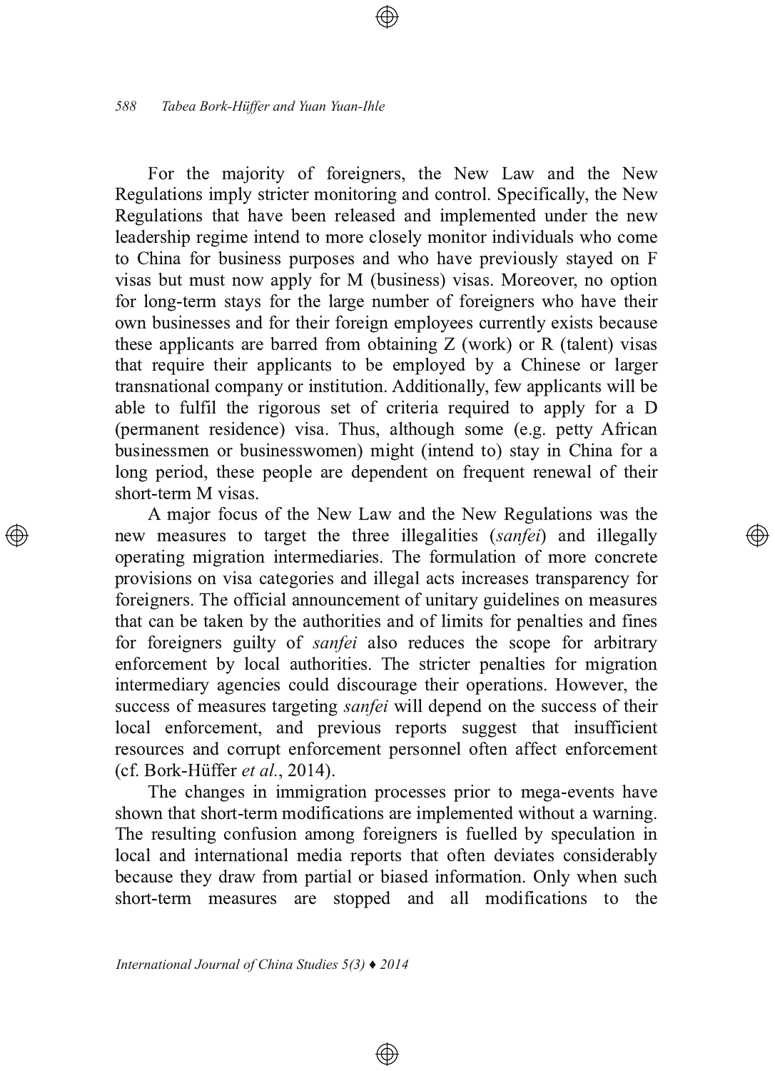For the majority of foreigners, the New Law and the New Regulations imply stricter monitoring and control. Specifically, the New Regulations that have been released and implemented under the new leadership regime intend to more closely monitor individuals who come to China for business purposes and who have previously stayed on F visas but must now apply for M (business) visas. Moreover, no option for long-term stays for the large number of foreigners who have their own businesses and for their foreign employees currently exists because these applicants are barred from obtaining Z (work) or R (talent) visas that require their applicants to be employed by a Chinese or larger transnational company or institution. Additionally, few applicants will be able to fulfil the rigorous set of criteria required to apply for a D (permanent residence) visa. Thus, although some (e.g. petty African businessmen or businesswomen) might (intend to) stay in China for a long period, these people are dependent on frequent renewal of their short-term M visas.

A major focus of the New Law and the New Regulations was the new measures to target the three illegalities (*sanfei*) and illegally operating migration intermediaries. The formulation of more concrete provisions on visa categories and illegal acts increases transparency for foreigners. The official announcement of unitary guidelines on measures that can be taken by the authorities and of limits for penalties and fines for foreigners guilty of *sanfei* also reduces the scope for arbitrary enforcement by local authorities. The stricter penalties for migration intermediary agencies could discourage their operations. However, the success of measures targeting *sanfei* will depend on the success of their local enforcement, and previous reports suggest that insufficient resources and corrupt enforcement personnel often affect enforcement (cf. Bork-Hüffer *et al.*, 2014).

The changes in immigration processes prior to mega-events have shown that short-term modifications are implemented without a warning. The resulting confusion among foreigners is fuelled by speculation in local and international media reports that often deviates considerably because they draw from partial or biased information. Only when such short-term measures are stopped and all modifications to the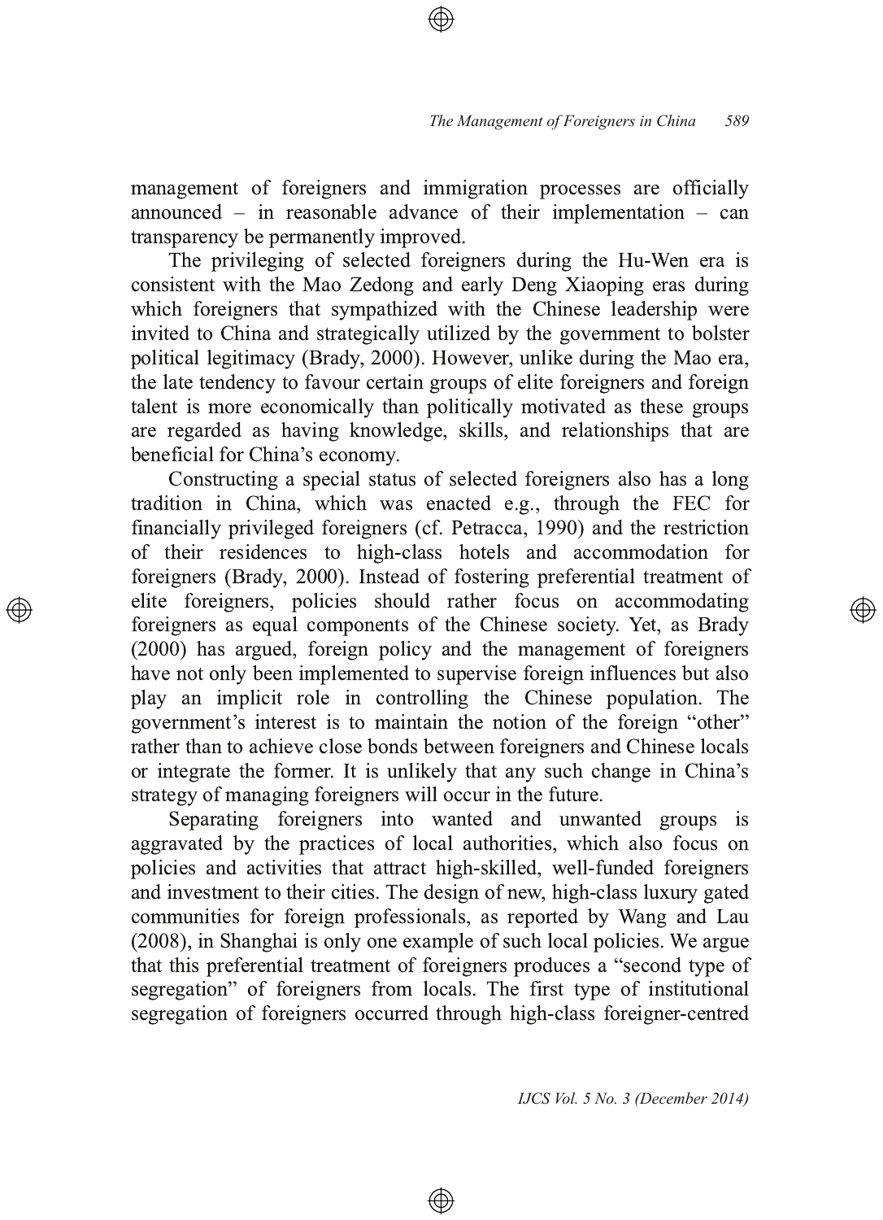management of foreigners and immigration processes are officially announced – in reasonable advance of their implementation – can transparency be permanently improved.

The privileging of selected foreigners during the Hu-Wen era is consistent with the Mao Zedong and early Deng Xiaoping eras during which foreigners that sympathized with the Chinese leadership were invited to China and strategically utilized by the government to bolster political legitimacy (Brady, 2000). However, unlike during the Mao era, the late tendency to favour certain groups of elite foreigners and foreign talent is more economically than politically motivated as these groups are regarded as having knowledge, skills, and relationships that are beneficial for China's economy.

Constructing a special status of selected foreigners also has a long tradition in China, which was enacted e.g., through the FEC for financially privileged foreigners (cf. Petracca, 1990) and the restriction of their residences to high-class hotels and accommodation for foreigners (Brady, 2000). Instead of fostering preferential treatment of elite foreigners, policies should rather focus on accommodating foreigners as equal components of the Chinese society. Yet, as Brady (2000) has argued, foreign policy and the management of foreigners have not only been implemented to supervise foreign influences but also play an implicit role in controlling the Chinese population. The government's interest is to maintain the notion of the foreign "other" rather than to achieve close bonds between foreigners and Chinese locals or integrate the former. It is unlikely that any such change in China's strategy of managing foreigners will occur in the future.

Separating foreigners into wanted and unwanted groups is aggravated by the practices of local authorities, which also focus on policies and activities that attract high-skilled, well-funded foreigners and investment to their cities. The design of new, high-class luxury gated communities for foreign professionals, as reported by Wang and Lau (2008), in Shanghai is only one example of such local policies. We argue that this preferential treatment of foreigners produces a "second type of segregation" of foreigners from locals. The first type of institutional segregation of foreigners occurred through high-class foreigner-centred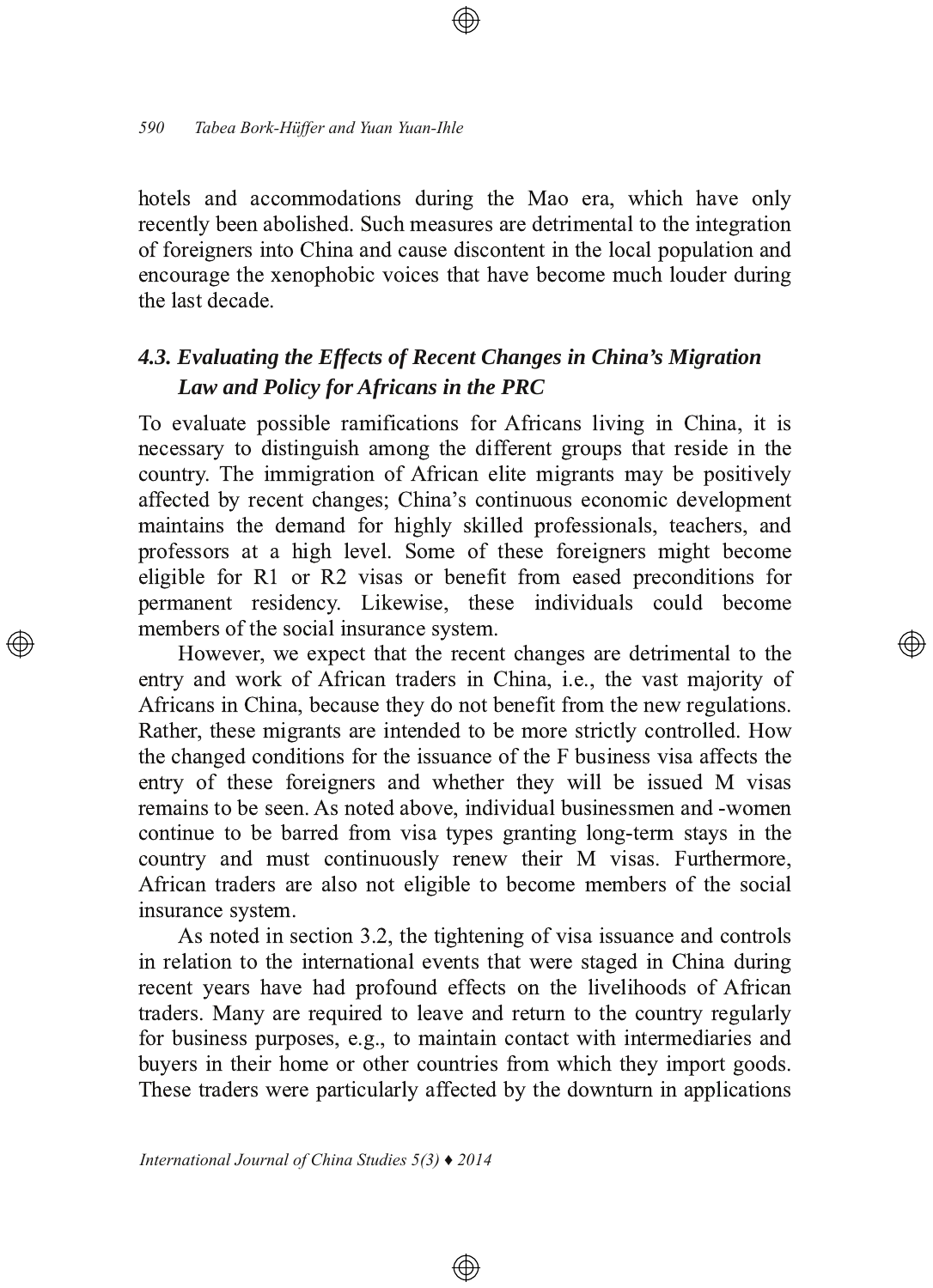hotels and accommodations during the Mao era, which have only recently been abolished. Such measures are detrimental to the integration of foreigners into China and cause discontent in the local population and encourage the xenophobic voices that have become much louder during the last decade.

### *4.3. Evaluating the Effects of Recent Changes in China's Migration Law and Policy for Africans in the PRC*

To evaluate possible ramifications for Africans living in China, it is necessary to distinguish among the different groups that reside in the country. The immigration of African elite migrants may be positively affected by recent changes; China's continuous economic development maintains the demand for highly skilled professionals, teachers, and professors at a high level. Some of these foreigners might become eligible for R1 or R2 visas or benefit from eased preconditions for permanent residency. Likewise, these individuals could become members of the social insurance system.

However, we expect that the recent changes are detrimental to the entry and work of African traders in China, i.e., the vast majority of Africans in China, because they do not benefit from the new regulations. Rather, these migrants are intended to be more strictly controlled. How the changed conditions for the issuance of the F business visa affects the entry of these foreigners and whether they will be issued M visas remains to be seen. As noted above, individual businessmen and -women continue to be barred from visa types granting long-term stays in the country and must continuously renew their M visas. Furthermore, African traders are also not eligible to become members of the social insurance system.

As noted in section 3.2, the tightening of visa issuance and controls in relation to the international events that were staged in China during recent years have had profound effects on the livelihoods of African traders. Many are required to leave and return to the country regularly for business purposes, e.g., to maintain contact with intermediaries and buyers in their home or other countries from which they import goods. These traders were particularly affected by the downturn in applications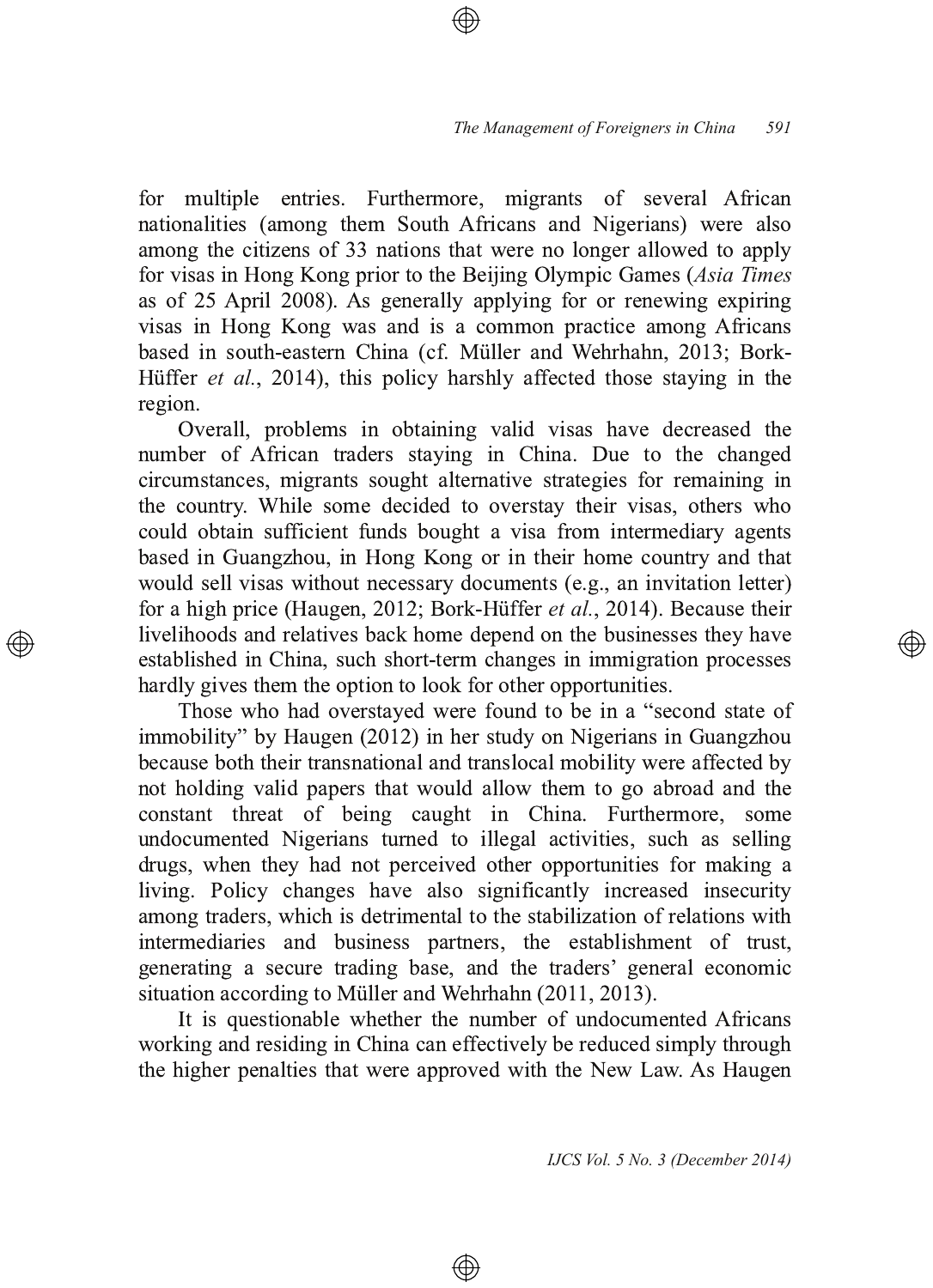for multiple entries. Furthermore, migrants of several African nationalities (among them South Africans and Nigerians) were also among the citizens of 33 nations that were no longer allowed to apply for visas in Hong Kong prior to the Beijing Olympic Games (*Asia Times* as of 25 April 2008). As generally applying for or renewing expiring visas in Hong Kong was and is a common practice among Africans based in south-eastern China (cf. Müller and Wehrhahn, 2013; Bork-Hüffer *et al.*, 2014), this policy harshly affected those staying in the region.

Overall, problems in obtaining valid visas have decreased the number of African traders staying in China. Due to the changed circumstances, migrants sought alternative strategies for remaining in the country. While some decided to overstay their visas, others who could obtain sufficient funds bought a visa from intermediary agents based in Guangzhou, in Hong Kong or in their home country and that would sell visas without necessary documents (e.g., an invitation letter) for a high price (Haugen, 2012; Bork-Hüffer *et al.*, 2014). Because their livelihoods and relatives back home depend on the businesses they have established in China, such short-term changes in immigration processes hardly gives them the option to look for other opportunities.

Those who had overstayed were found to be in a "second state of immobility" by Haugen (2012) in her study on Nigerians in Guangzhou because both their transnational and translocal mobility were affected by not holding valid papers that would allow them to go abroad and the constant threat of being caught in China. Furthermore, some undocumented Nigerians turned to illegal activities, such as selling drugs, when they had not perceived other opportunities for making a living. Policy changes have also significantly increased insecurity among traders, which is detrimental to the stabilization of relations with intermediaries and business partners, the establishment of trust, generating a secure trading base, and the traders' general economic situation according to Müller and Wehrhahn (2011, 2013).

It is questionable whether the number of undocumented Africans working and residing in China can effectively be reduced simply through the higher penalties that were approved with the New Law. As Haugen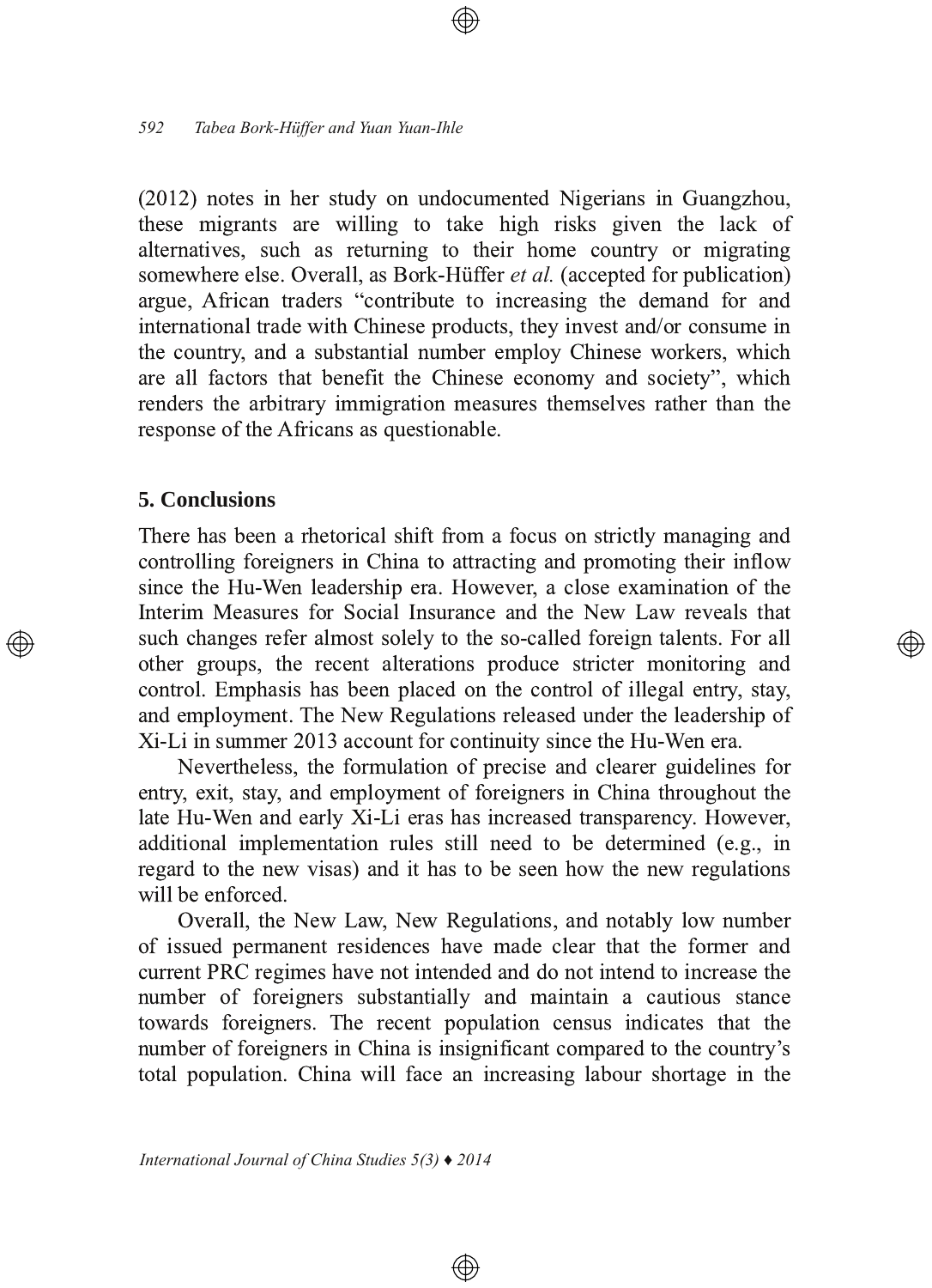(2012) notes in her study on undocumented Nigerians in Guangzhou, these migrants are willing to take high risks given the lack of alternatives, such as returning to their home country or migrating somewhere else. Overall, as Bork-Hüffer *et al.* (accepted for publication) argue, African traders "contribute to increasing the demand for and international trade with Chinese products, they invest and/or consume in the country, and a substantial number employ Chinese workers, which are all factors that benefit the Chinese economy and society", which renders the arbitrary immigration measures themselves rather than the response of the Africans as questionable.

## 5. Conclusions

There has been a rhetorical shift from a focus on strictly managing and controlling foreigners in China to attracting and promoting their inflow since the Hu-Wen leadership era. However, a close examination of the Interim Measures for Social Insurance and the New Law reveals that such changes refer almost solely to the so-called foreign talents. For all other groups, the recent alterations produce stricter monitoring and control. Emphasis has been placed on the control of illegal entry, stay, and employment. The New Regulations released under the leadership of Xi-Li in summer 2013 account for continuity since the Hu-Wen era.

Nevertheless, the formulation of precise and clearer guidelines for entry, exit, stay, and employment of foreigners in China throughout the late Hu-Wen and early Xi-Li eras has increased transparency. However, additional implementation rules still need to be determined (e.g., in regard to the new visas) and it has to be seen how the new regulations will be enforced.

Overall, the New Law, New Regulations, and notably low number of issued permanent residences have made clear that the former and current PRC regimes have not intended and do not intend to increase the number of foreigners substantially and maintain a cautious stance towards foreigners. The recent population census indicates that the number of foreigners in China is insignificant compared to the country's total population. China will face an increasing labour shortage in the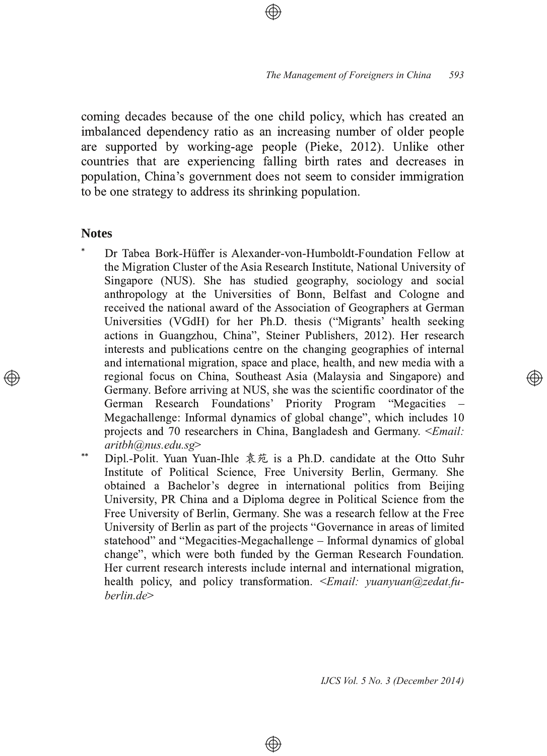coming decades because of the one child policy, which has created an imbalanced dependency ratio as an increasing number of older people are supported by working-age people (Pieke, 2012). Unlike other countries that are experiencing falling birth rates and decreases in population, China's government does not seem to consider immigration to be one strategy to address its shrinking population.

## Notes

\* Dr Tabea Bork-Hüffer is Alexander-von-Humboldt-Foundation Fellow at the Migration Cluster of the Asia Research Institute, National University of Singapore (NUS). She has studied geography, sociology and social anthropology at the Universities of Bonn, Belfast and Cologne and received the national award of the Association of Geographers at German Universities (VGdH) for her Ph.D. thesis ("Migrants' health seeking actions in Guangzhou, China", Steiner Publishers, 2012). Her research interests and publications centre on the changing geographies of internal and international migration, space and place, health, and new media with a regional focus on China, Southeast Asia (Malaysia and Singapore) and Germany. Before arriving at NUS, she was the scientific coordinator of the German Research Foundations' Priority Program "Megacities – Megachallenge: Informal dynamics of global change", which includes 10 projects and 70 researchers in China, Bangladesh and Germany. <*Email: aritbh@nus.edu.sg*>

\*\* Dipl.-Polit. Yuan Yuan-Ihle 袁苑 is a Ph.D. candidate at the Otto Suhr Institute of Political Science, Free University Berlin, Germany. She obtained a Bachelor's degree in international politics from Beijing University, PR China and a Diploma degree in Political Science from the Free University of Berlin, Germany. She was a research fellow at the Free University of Berlin as part of the projects "Governance in areas of limited statehood" and "Megacities-Megachallenge – Informal dynamics of global change", which were both funded by the German Research Foundation. Her current research interests include internal and international migration, health policy, and policy transformation. <*Email: yuanyuan@zedat.fu-berlin.de*>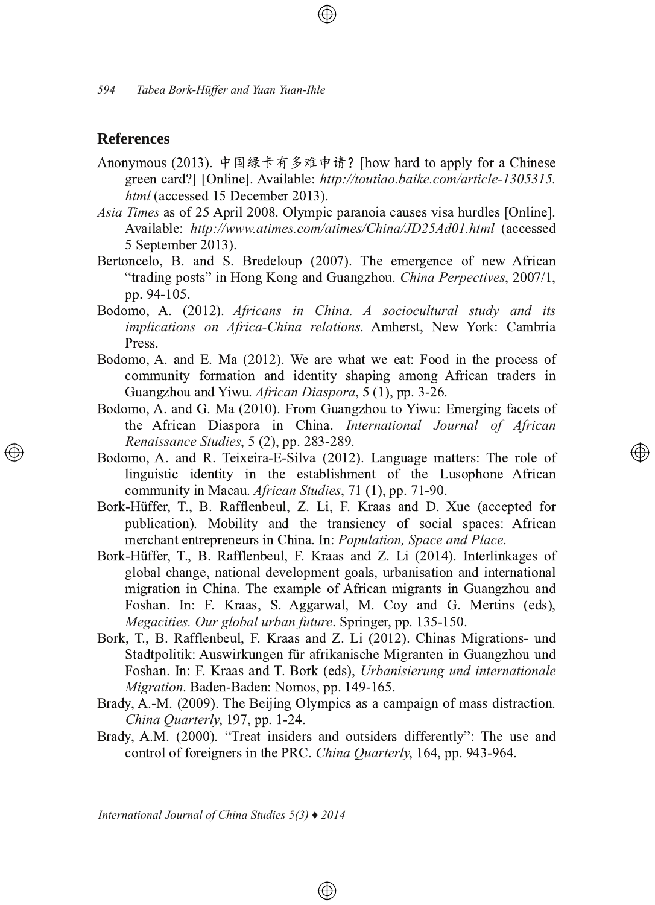## References

Anonymous (2013). 中国绿卡有多难申请? [how hard to apply for a Chinese green card?] [Online]. Available: *http://toutiao.baike.com/article-1305315.html* (accessed 15 December 2013).

*Asia Times* as of 25 April 2008. Olympic paranoia causes visa hurdles [Online]. Available: *http://www.atimes.com/atimes/China/JD25Ad01.html* (accessed 5 September 2013).

Bertoncelo, B. and S. Bredeloup (2007). The emergence of new African "trading posts" in Hong Kong and Guangzhou. *China Perpectives*, 2007/1, pp. 94-105.

Bodomo, A. (2012). *Africans in China. A sociocultural study and its implications on Africa-China relations*. Amherst, New York: Cambria Press.

Bodomo, A. and E. Ma (2012). We are what we eat: Food in the process of community formation and identity shaping among African traders in Guangzhou and Yiwu. *African Diaspora*, 5 (1), pp. 3-26.

Bodomo, A. and G. Ma (2010). From Guangzhou to Yiwu: Emerging facets of the African Diaspora in China. *International Journal of African Renaissance Studies*, 5 (2), pp. 283-289.

Bodomo, A. and R. Teixeira-E-Silva (2012). Language matters: The role of linguistic identity in the establishment of the Lusophone African community in Macau. *African Studies*, 71 (1), pp. 71-90.

Bork-Hüffer, T., B. Rafflenbeul, Z. Li, F. Kraas and D. Xue (accepted for publication). Mobility and the transiency of social spaces: African merchant entrepreneurs in China. In: *Population, Space and Place*.

Bork-Hüffer, T., B. Rafflenbeul, F. Kraas and Z. Li (2014). Interlinkages of global change, national development goals, urbanisation and international migration in China. The example of African migrants in Guangzhou and Foshan. In: F. Kraas, S. Aggarwal, M. Coy and G. Mertins (eds), *Megacities. Our global urban future*. Springer, pp. 135-150.

Bork, T., B. Rafflenbeul, F. Kraas and Z. Li (2012). Chinas Migrations- und Stadtpolitik: Auswirkungen für afrikanische Migranten in Guangzhou und Foshan. In: F. Kraas and T. Bork (eds), *Urbanisierung und internationale Migration*. Baden-Baden: Nomos, pp. 149-165.

Brady, A.-M. (2009). The Beijing Olympics as a campaign of mass distraction. *China Quarterly*, 197, pp. 1-24.

Brady, A.M. (2000). "Treat insiders and outsiders differently": The use and control of foreigners in the PRC. *China Quarterly*, 164, pp. 943-964.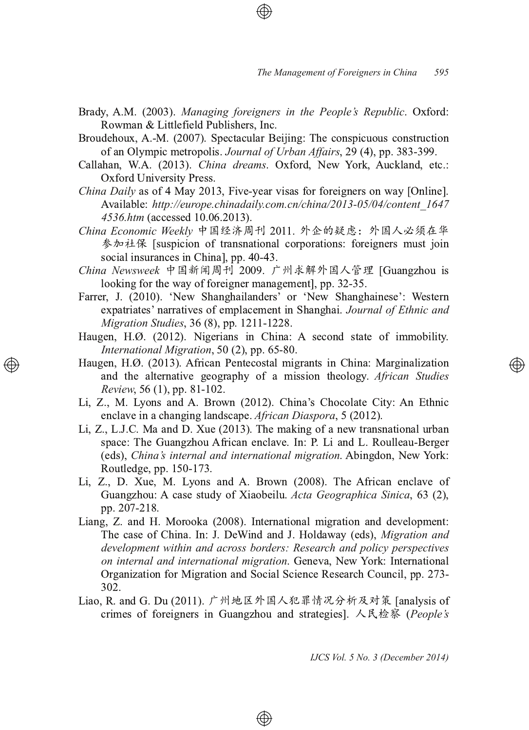Brady, A.M. (2003). *Managing foreigners in the People's Republic*. Oxford: Rowman & Littlefield Publishers, Inc.

Broudehoux, A.-M. (2007). Spectacular Beijing: The conspicuous construction of an Olympic metropolis. *Journal of Urban Affairs*, 29 (4), pp. 383-399.

Callahan, W.A. (2013). *China dreams*. Oxford, New York, Auckland, etc.: Oxford University Press.

*China Daily* as of 4 May 2013, Five-year visas for foreigners on way [Online]. Available: *http://europe.chinadaily.com.cn/china/2013-05/04/content_16474536.htm* (accessed 10.06.2013).

*China Economic Weekly* 中国经济周刊 2011. 外企的疑虑：外国人必须在华参加社保 [suspicion of transnational corporations: foreigners must join social insurances in China], pp. 40-43.

*China Newsweek* 中国新闻周刊 2009. 广州求解外国人管理 [Guangzhou is looking for the way of foreigner management], pp. 32-35.

Farrer, J. (2010). 'New Shanghailanders' or 'New Shanghainese': Western expatriates' narratives of emplacement in Shanghai. *Journal of Ethnic and Migration Studies*, 36 (8), pp. 1211-1228.

Haugen, H.Ø. (2012). Nigerians in China: A second state of immobility. *International Migration*, 50 (2), pp. 65-80.

Haugen, H.Ø. (2013). African Pentecostal migrants in China: Marginalization and the alternative geography of a mission theology. *African Studies Review*, 56 (1), pp. 81-102.

Li, Z., M. Lyons and A. Brown (2012). China's Chocolate City: An Ethnic enclave in a changing landscape. *African Diaspora*, 5 (2012).

Li, Z., L.J.C. Ma and D. Xue (2013). The making of a new transnational urban space: The Guangzhou African enclave. In: P. Li and L. Roulleau-Berger (eds), *China's internal and international migration*. Abingdon, New York: Routledge, pp. 150-173.

Li, Z., D. Xue, M. Lyons and A. Brown (2008). The African enclave of Guangzhou: A case study of Xiaobeilu. *Acta Geographica Sinica*, 63 (2), pp. 207-218.

Liang, Z. and H. Morooka (2008). International migration and development: The case of China. In: J. DeWind and J. Holdaway (eds), *Migration and development within and across borders: Research and policy perspectives on internal and international migration*. Geneva, New York: International Organization for Migration and Social Science Research Council, pp. 273-302.

Liao, R. and G. Du (2011). 广州地区外国人犯罪情况分析及对策 [analysis of crimes of foreigners in Guangzhou and strategies]. 人民检察 (*People's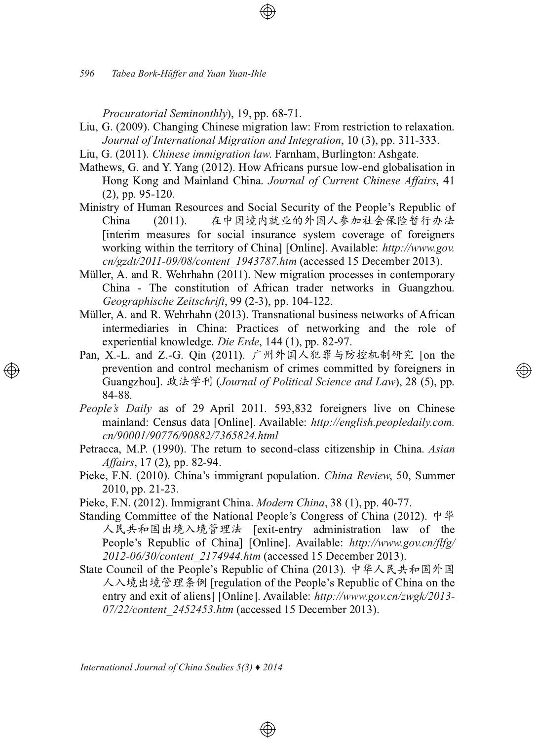*Procuratorial Seminonthly*), 19, pp. 68-71.

Liu, G. (2009). Changing Chinese migration law: From restriction to relaxation. *Journal of International Migration and Integration*, 10 (3), pp. 311-333.

Liu, G. (2011). *Chinese immigration law*. Farnham, Burlington: Ashgate.

Mathews, G. and Y. Yang (2012). How Africans pursue low-end globalisation in Hong Kong and Mainland China. *Journal of Current Chinese Affairs*, 41 (2), pp. 95-120.

Ministry of Human Resources and Social Security of the People's Republic of China (2011). 在中国境内就业的外国人参加社会保险暂行办法 [interim measures for social insurance system coverage of foreigners working within the territory of China] [Online]. Available: *http://www.gov.cn/gzdt/2011-09/08/content_1943787.htm* (accessed 15 December 2013).

Müller, A. and R. Wehrhahn (2011). New migration processes in contemporary China - The constitution of African trader networks in Guangzhou. *Geographische Zeitschrift*, 99 (2-3), pp. 104-122.

Müller, A. and R. Wehrhahn (2013). Transnational business networks of African intermediaries in China: Practices of networking and the role of experiential knowledge. *Die Erde*, 144 (1), pp. 82-97.

Pan, X.-L. and Z.-G. Qin (2011). 广州外国人犯罪与防控机制研究 [on the prevention and control mechanism of crimes committed by foreigners in Guangzhou]. 政法学刊 (*Journal of Political Science and Law*), 28 (5), pp. 84-88.

*People's Daily* as of 29 April 2011. 593,832 foreigners live on Chinese mainland: Census data [Online]. Available: *http://english.peopledaily.com.cn/90001/90776/90882/7365824.html*

Petracca, M.P. (1990). The return to second-class citizenship in China. *Asian Affairs*, 17 (2), pp. 82-94.

Pieke, F.N. (2010). China's immigrant population. *China Review*, 50, Summer 2010, pp. 21-23.

Pieke, F.N. (2012). Immigrant China. *Modern China*, 38 (1), pp. 40-77.

Standing Committee of the National People's Congress of China (2012). 中华人民共和国出境入境管理法 [exit-entry administration law of the People's Republic of China] [Online]. Available: *http://www.gov.cn/flfg/2012-06/30/content_2174944.htm* (accessed 15 December 2013).

State Council of the People's Republic of China (2013). 中华人民共和国外国人入境出境管理条例 [regulation of the People's Republic of China on the entry and exit of aliens] [Online]. Available: *http://www.gov.cn/zwgk/2013-07/22/content_2452453.htm* (accessed 15 December 2013).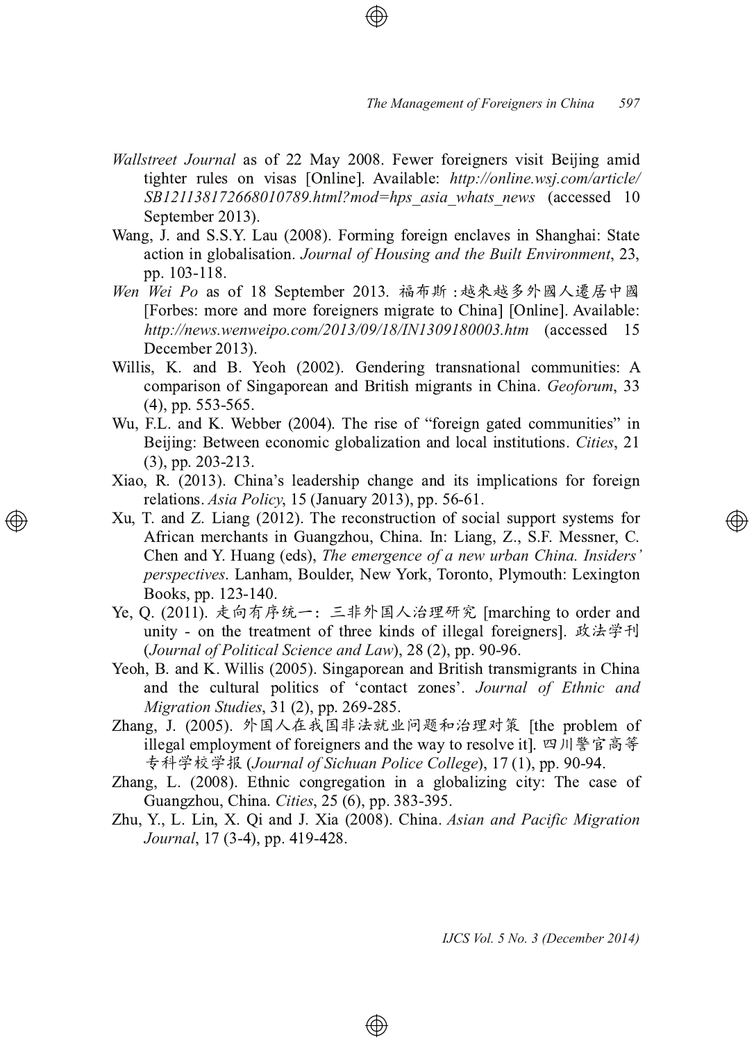*Wallstreet Journal* as of 22 May 2008. Fewer foreigners visit Beijing amid tighter rules on visas [Online]. Available: *http://online.wsj.com/article/SB121138172668010789.html?mod=hps_asia_whats_news* (accessed 10 September 2013).

Wang, J. and S.S.Y. Lau (2008). Forming foreign enclaves in Shanghai: State action in globalisation. *Journal of Housing and the Built Environment*, 23, pp. 103-118.

*Wen Wei Po* as of 18 September 2013. 福布斯 :越來越多外國人遷居中國 [Forbes: more and more foreigners migrate to China] [Online]. Available: *http://news.wenweipo.com/2013/09/18/IN1309180003.htm* (accessed 15 December 2013).

Willis, K. and B. Yeoh (2002). Gendering transnational communities: A comparison of Singaporean and British migrants in China. *Geoforum*, 33 (4), pp. 553-565.

Wu, F.L. and K. Webber (2004). The rise of "foreign gated communities" in Beijing: Between economic globalization and local institutions. *Cities*, 21 (3), pp. 203-213.

Xiao, R. (2013). China's leadership change and its implications for foreign relations. *Asia Policy*, 15 (January 2013), pp. 56-61.

Xu, T. and Z. Liang (2012). The reconstruction of social support systems for African merchants in Guangzhou, China. In: Liang, Z., S.F. Messner, C. Chen and Y. Huang (eds), *The emergence of a new urban China. Insiders' perspectives*. Lanham, Boulder, New York, Toronto, Plymouth: Lexington Books, pp. 123-140.

Ye, Q. (2011). 走向有序统一：三非外国人治理研究 [marching to order and unity - on the treatment of three kinds of illegal foreigners]. 政法学刊 (*Journal of Political Science and Law*), 28 (2), pp. 90-96.

Yeoh, B. and K. Willis (2005). Singaporean and British transmigrants in China and the cultural politics of 'contact zones'. *Journal of Ethnic and Migration Studies*, 31 (2), pp. 269-285.

Zhang, J. (2005). 外国人在我国非法就业问题和治理对策 [the problem of illegal employment of foreigners and the way to resolve it]. 四川警官高等专科学校学报 (*Journal of Sichuan Police College*), 17 (1), pp. 90-94.

Zhang, L. (2008). Ethnic congregation in a globalizing city: The case of Guangzhou, China. *Cities*, 25 (6), pp. 383-395.

Zhu, Y., L. Lin, X. Qi and J. Xia (2008). China. *Asian and Pacific Migration Journal*, 17 (3-4), pp. 419-428.